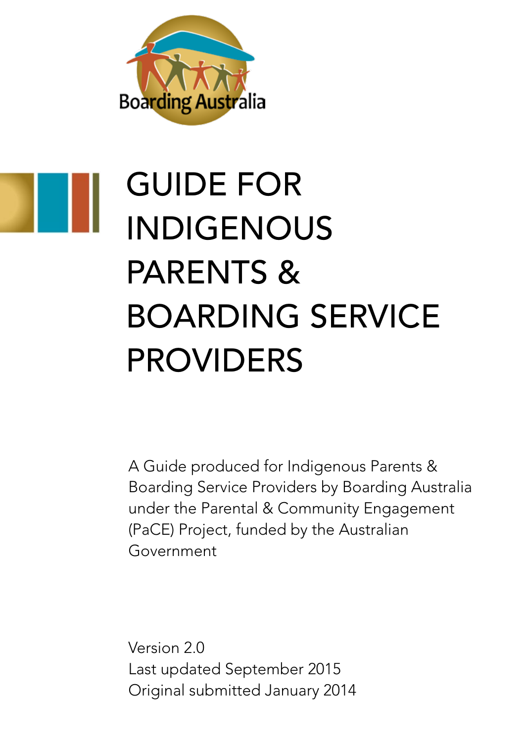Boarding Australia

# GUIDE FOR INDIGENOUS PARENTS & BOARDING SERVICE PROVIDERS

A Guide produced for Indigenous Parents & Boarding Service Providers by Boarding Australia under the Parental & Community Engagement (PaCE) Project, funded by the Australian Government

Version 2.0
Last updated September 2015
Original submitted January 2014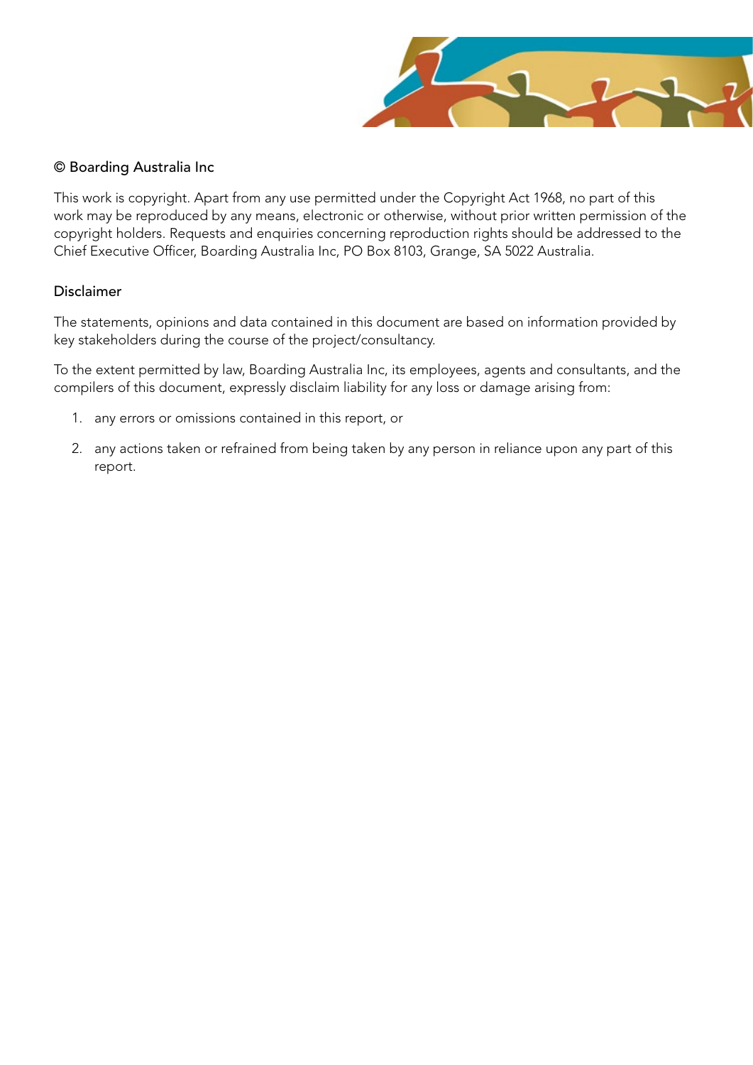© Boarding Australia Inc

This work is copyright. Apart from any use permitted under the Copyright Act 1968, no part of this work may be reproduced by any means, electronic or otherwise, without prior written permission of the copyright holders. Requests and enquiries concerning reproduction rights should be addressed to the Chief Executive Officer, Boarding Australia Inc, PO Box 8103, Grange, SA 5022 Australia.

Disclaimer

The statements, opinions and data contained in this document are based on information provided by key stakeholders during the course of the project/consultancy.

To the extent permitted by law, Boarding Australia Inc, its employees, agents and consultants, and the compilers of this document, expressly disclaim liability for any loss or damage arising from:

1. any errors or omissions contained in this report, or
2. any actions taken or refrained from being taken by any person in reliance upon any part of this report.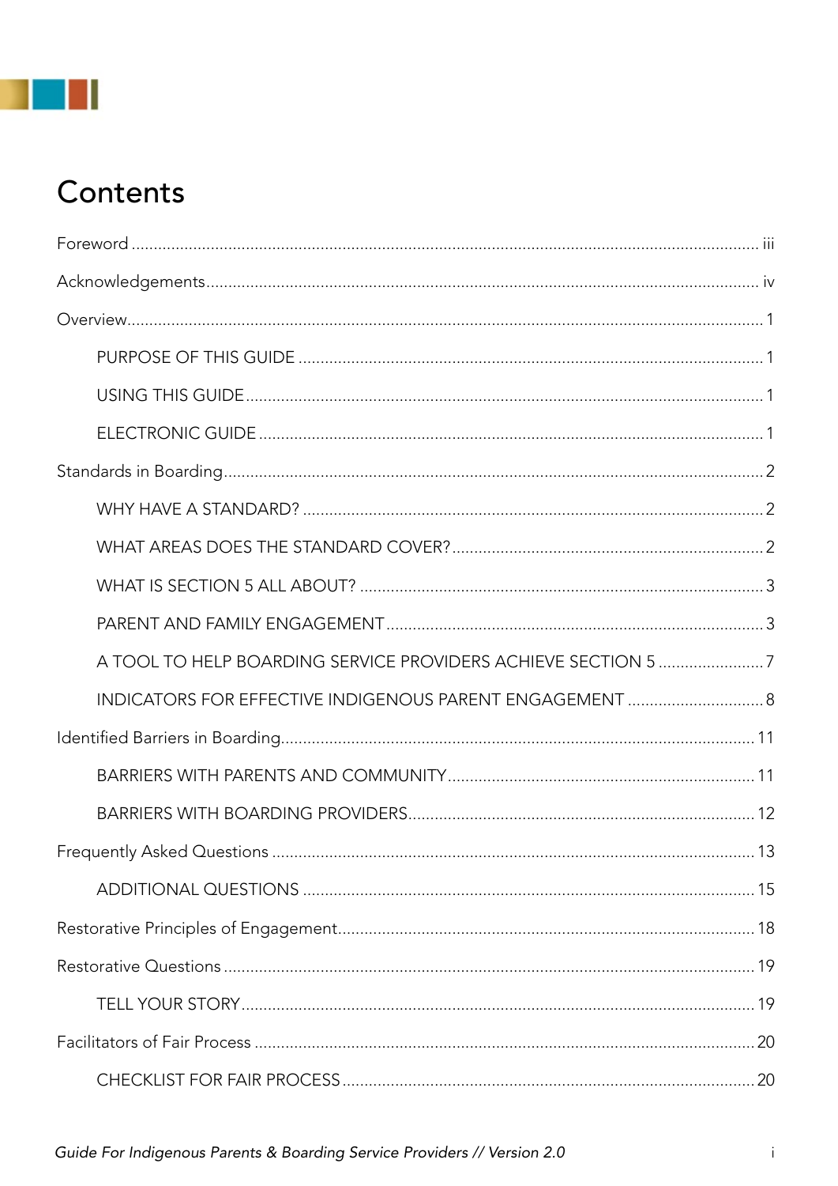# Contents

Foreword ........................................................................................................................................ iii

Acknowledgements........................................................................................................................ iv

Overview.......................................................................................................................................... 1

- PURPOSE OF THIS GUIDE ........................................................................................................ 1
- USING THIS GUIDE .................................................................................................................... 1
- ELECTRONIC GUIDE ................................................................................................................. 1

Standards in Boarding..................................................................................................................... 2

- WHY HAVE A STANDARD? ........................................................................................................ 2
- WHAT AREAS DOES THE STANDARD COVER? ....................................................................... 2
- WHAT IS SECTION 5 ALL ABOUT? ........................................................................................... 3
- PARENT AND FAMILY ENGAGEMENT ..................................................................................... 3
- A TOOL TO HELP BOARDING SERVICE PROVIDERS ACHIEVE SECTION 5 ........................ 7
- INDICATORS FOR EFFECTIVE INDIGENOUS PARENT ENGAGEMENT ............................... 8

Identified Barriers in Boarding...................................................................................................... 11

- BARRIERS WITH PARENTS AND COMMUNITY..................................................................... 11
- BARRIERS WITH BOARDING PROVIDERS.............................................................................. 12

Frequently Asked Questions ......................................................................................................... 13

- ADDITIONAL QUESTIONS ....................................................................................................... 15

Restorative Principles of Engagement........................................................................................... 18

Restorative Questions .................................................................................................................... 19

- TELL YOUR STORY.................................................................................................................... 19

Facilitators of Fair Process ............................................................................................................. 20

- CHECKLIST FOR FAIR PROCESS ............................................................................................. 20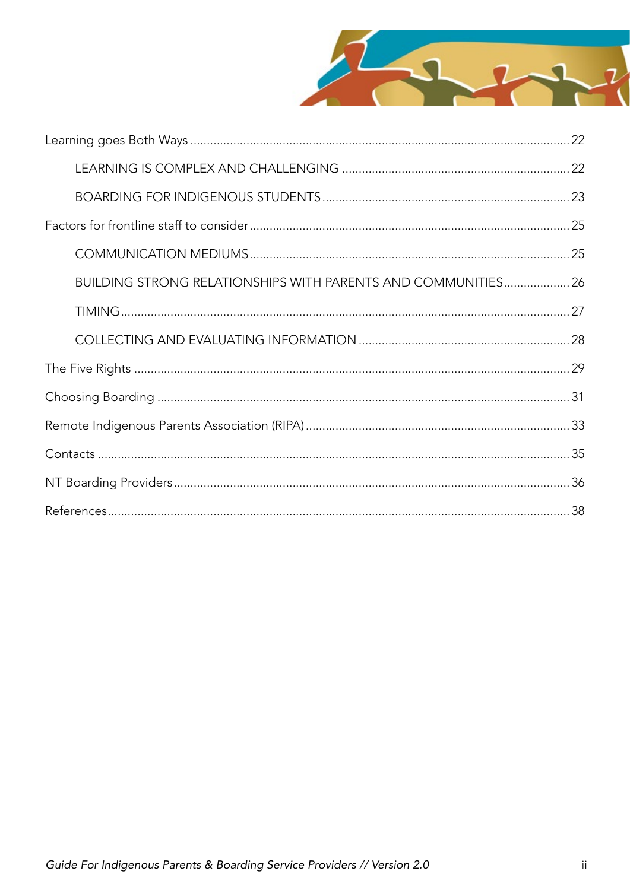Learning goes Both Ways ..... 22

- LEARNING IS COMPLEX AND CHALLENGING ..... 22
- BOARDING FOR INDIGENOUS STUDENTS ..... 23

Factors for frontline staff to consider ..... 25

- COMMUNICATION MEDIUMS ..... 25
- BUILDING STRONG RELATIONSHIPS WITH PARENTS AND COMMUNITIES ..... 26
- TIMING ..... 27
- COLLECTING AND EVALUATING INFORMATION ..... 28

The Five Rights ..... 29

Choosing Boarding ..... 31

Remote Indigenous Parents Association (RIPA) ..... 33

Contacts ..... 35

NT Boarding Providers ..... 36

References ..... 38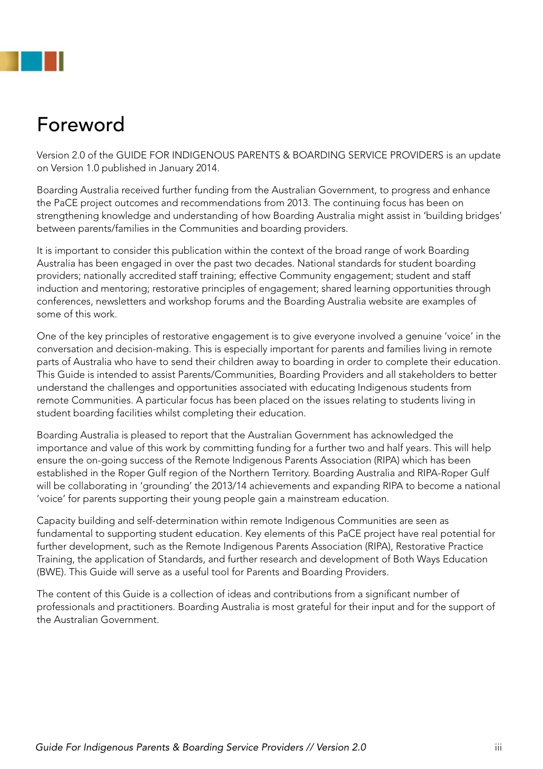# Foreword

Version 2.0 of the GUIDE FOR INDIGENOUS PARENTS & BOARDING SERVICE PROVIDERS is an update on Version 1.0 published in January 2014.

Boarding Australia received further funding from the Australian Government, to progress and enhance the PaCE project outcomes and recommendations from 2013. The continuing focus has been on strengthening knowledge and understanding of how Boarding Australia might assist in 'building bridges' between parents/families in the Communities and boarding providers.

It is important to consider this publication within the context of the broad range of work Boarding Australia has been engaged in over the past two decades. National standards for student boarding providers; nationally accredited staff training; effective Community engagement; student and staff induction and mentoring; restorative principles of engagement; shared learning opportunities through conferences, newsletters and workshop forums and the Boarding Australia website are examples of some of this work.

One of the key principles of restorative engagement is to give everyone involved a genuine 'voice' in the conversation and decision-making. This is especially important for parents and families living in remote parts of Australia who have to send their children away to boarding in order to complete their education. This Guide is intended to assist Parents/Communities, Boarding Providers and all stakeholders to better understand the challenges and opportunities associated with educating Indigenous students from remote Communities. A particular focus has been placed on the issues relating to students living in student boarding facilities whilst completing their education.

Boarding Australia is pleased to report that the Australian Government has acknowledged the importance and value of this work by committing funding for a further two and half years. This will help ensure the on-going success of the Remote Indigenous Parents Association (RIPA) which has been established in the Roper Gulf region of the Northern Territory. Boarding Australia and RIPA-Roper Gulf will be collaborating in 'grounding' the 2013/14 achievements and expanding RIPA to become a national 'voice' for parents supporting their young people gain a mainstream education.

Capacity building and self-determination within remote Indigenous Communities are seen as fundamental to supporting student education. Key elements of this PaCE project have real potential for further development, such as the Remote Indigenous Parents Association (RIPA), Restorative Practice Training, the application of Standards, and further research and development of Both Ways Education (BWE). This Guide will serve as a useful tool for Parents and Boarding Providers.

The content of this Guide is a collection of ideas and contributions from a significant number of professionals and practitioners. Boarding Australia is most grateful for their input and for the support of the Australian Government.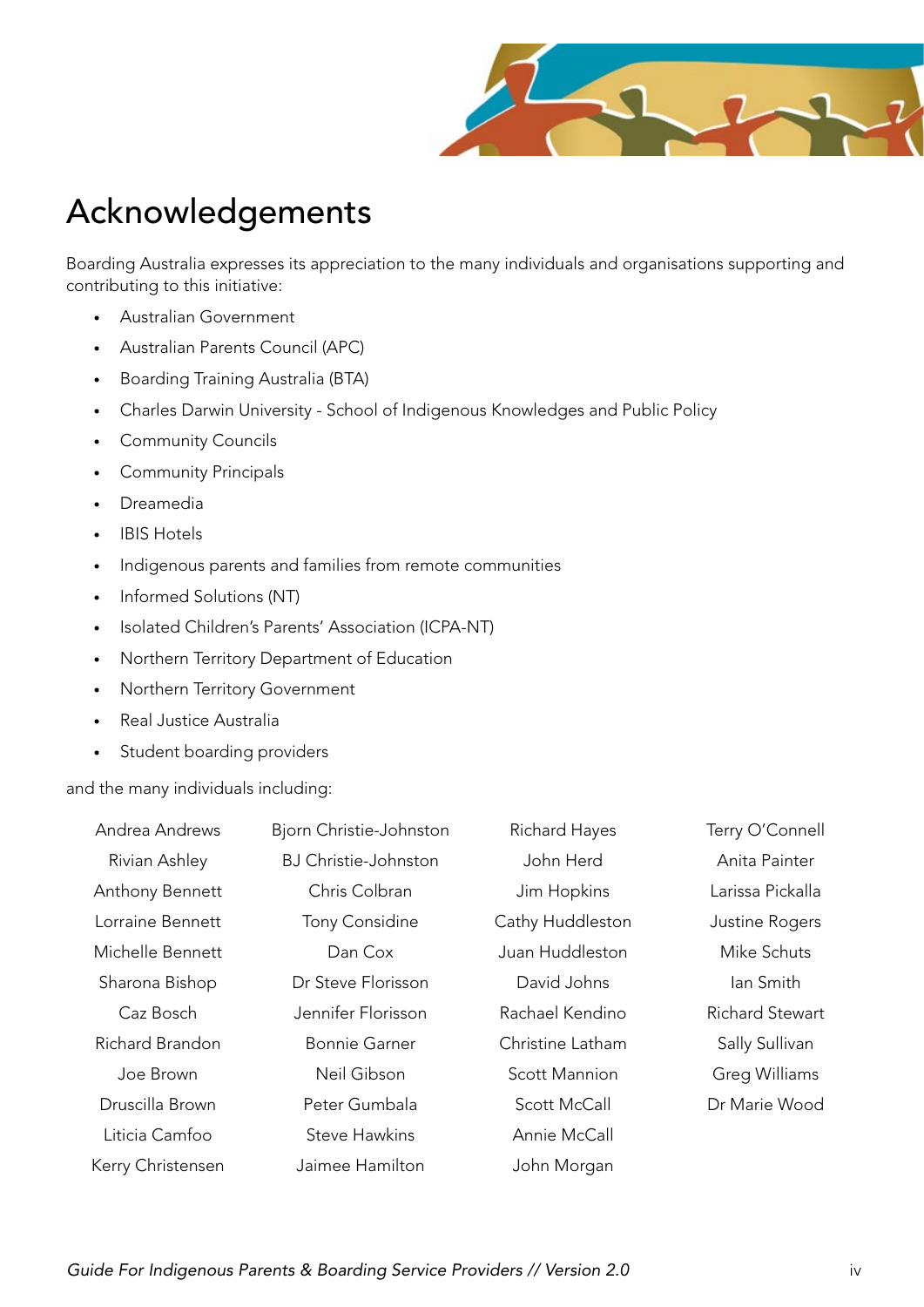# Acknowledgements

Boarding Australia expresses its appreciation to the many individuals and organisations supporting and contributing to this initiative:

- Australian Government
- Australian Parents Council (APC)
- Boarding Training Australia (BTA)
- Charles Darwin University - School of Indigenous Knowledges and Public Policy
- Community Councils
- Community Principals
- Dreamedia
- IBIS Hotels
- Indigenous parents and families from remote communities
- Informed Solutions (NT)
- Isolated Children's Parents' Association (ICPA-NT)
- Northern Territory Department of Education
- Northern Territory Government
- Real Justice Australia
- Student boarding providers

and the many individuals including:

Andrea Andrews
Rivian Ashley
Anthony Bennett
Lorraine Bennett
Michelle Bennett
Sharona Bishop
Caz Bosch
Richard Brandon
Joe Brown
Druscilla Brown
Liticia Camfoo
Kerry Christensen
Bjorn Christie-Johnston
BJ Christie-Johnston
Chris Colbran
Tony Considine
Dan Cox
Dr Steve Florisson
Jennifer Florisson
Bonnie Garner
Neil Gibson
Peter Gumbala
Steve Hawkins
Jaimee Hamilton
Richard Hayes
John Herd
Jim Hopkins
Cathy Huddleston
Juan Huddleston
David Johns
Rachael Kendino
Christine Latham
Scott Mannion
Scott McCall
Annie McCall
John Morgan
Terry O'Connell
Anita Painter
Larissa Pickalla
Justine Rogers
Mike Schuts
Ian Smith
Richard Stewart
Sally Sullivan
Greg Williams
Dr Marie Wood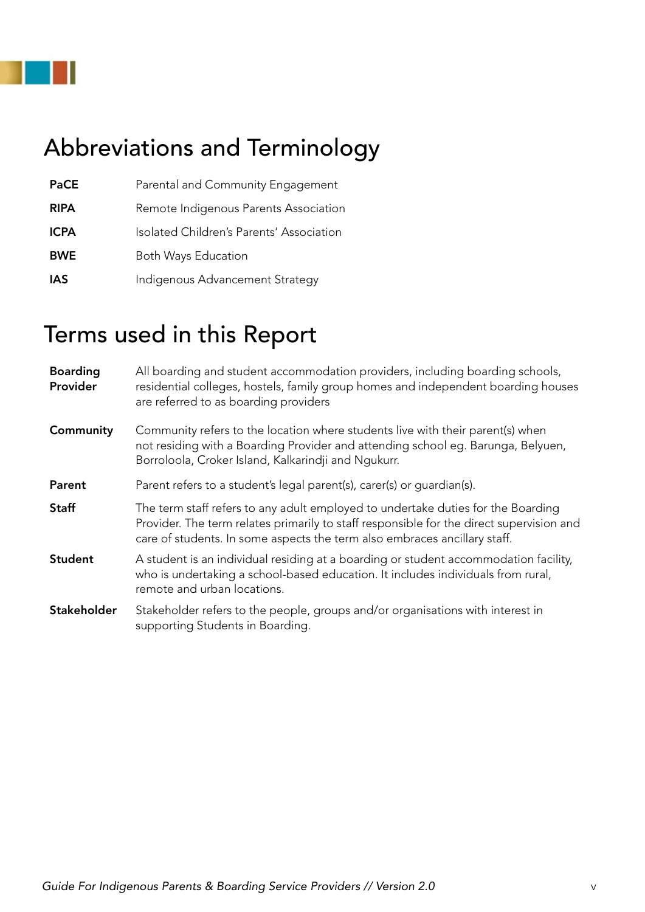# Abbreviations and Terminology

| | |
|---|---|
| **PaCE** | Parental and Community Engagement |
| **RIPA** | Remote Indigenous Parents Association |
| **ICPA** | Isolated Children's Parents' Association |
| **BWE** | Both Ways Education |
| **IAS** | Indigenous Advancement Strategy |

# Terms used in this Report

| | |
|---|---|
| **Boarding Provider** | All boarding and student accommodation providers, including boarding schools, residential colleges, hostels, family group homes and independent boarding houses are referred to as boarding providers |
| **Community** | Community refers to the location where students live with their parent(s) when not residing with a Boarding Provider and attending school eg. Barunga, Belyuen, Borroloola, Croker Island, Kalkarindji and Ngukurr. |
| **Parent** | Parent refers to a student's legal parent(s), carer(s) or guardian(s). |
| **Staff** | The term staff refers to any adult employed to undertake duties for the Boarding Provider. The term relates primarily to staff responsible for the direct supervision and care of students. In some aspects the term also embraces ancillary staff. |
| **Student** | A student is an individual residing at a boarding or student accommodation facility, who is undertaking a school-based education. It includes individuals from rural, remote and urban locations. |
| **Stakeholder** | Stakeholder refers to the people, groups and/or organisations with interest in supporting Students in Boarding. |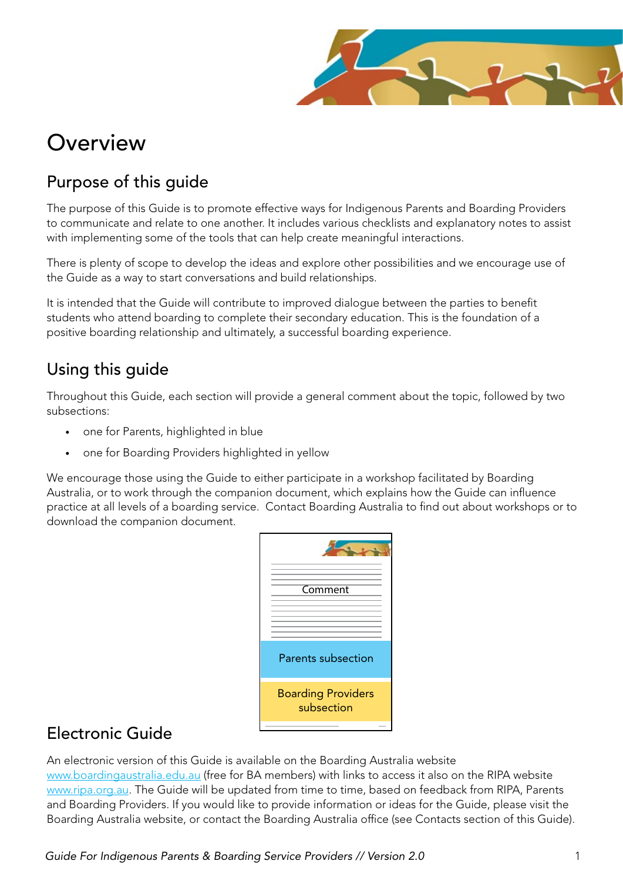# Overview

## Purpose of this guide

The purpose of this Guide is to promote effective ways for Indigenous Parents and Boarding Providers to communicate and relate to one another. It includes various checklists and explanatory notes to assist with implementing some of the tools that can help create meaningful interactions.

There is plenty of scope to develop the ideas and explore other possibilities and we encourage use of the Guide as a way to start conversations and build relationships.

It is intended that the Guide will contribute to improved dialogue between the parties to benefit students who attend boarding to complete their secondary education. This is the foundation of a positive boarding relationship and ultimately, a successful boarding experience.

## Using this guide

Throughout this Guide, each section will provide a general comment about the topic, followed by two subsections:

- one for Parents, highlighted in blue
- one for Boarding Providers highlighted in yellow

We encourage those using the Guide to either participate in a workshop facilitated by Boarding Australia, or to work through the companion document, which explains how the Guide can influence practice at all levels of a boarding service. Contact Boarding Australia to find out about workshops or to download the companion document.

Comment

Parents subsection

Boarding Providers subsection

## Electronic Guide

An electronic version of this Guide is available on the Boarding Australia website www.boardingaustralia.edu.au (free for BA members) with links to access it also on the RIPA website www.ripa.org.au. The Guide will be updated from time to time, based on feedback from RIPA, Parents and Boarding Providers. If you would like to provide information or ideas for the Guide, please visit the Boarding Australia website, or contact the Boarding Australia office (see Contacts section of this Guide).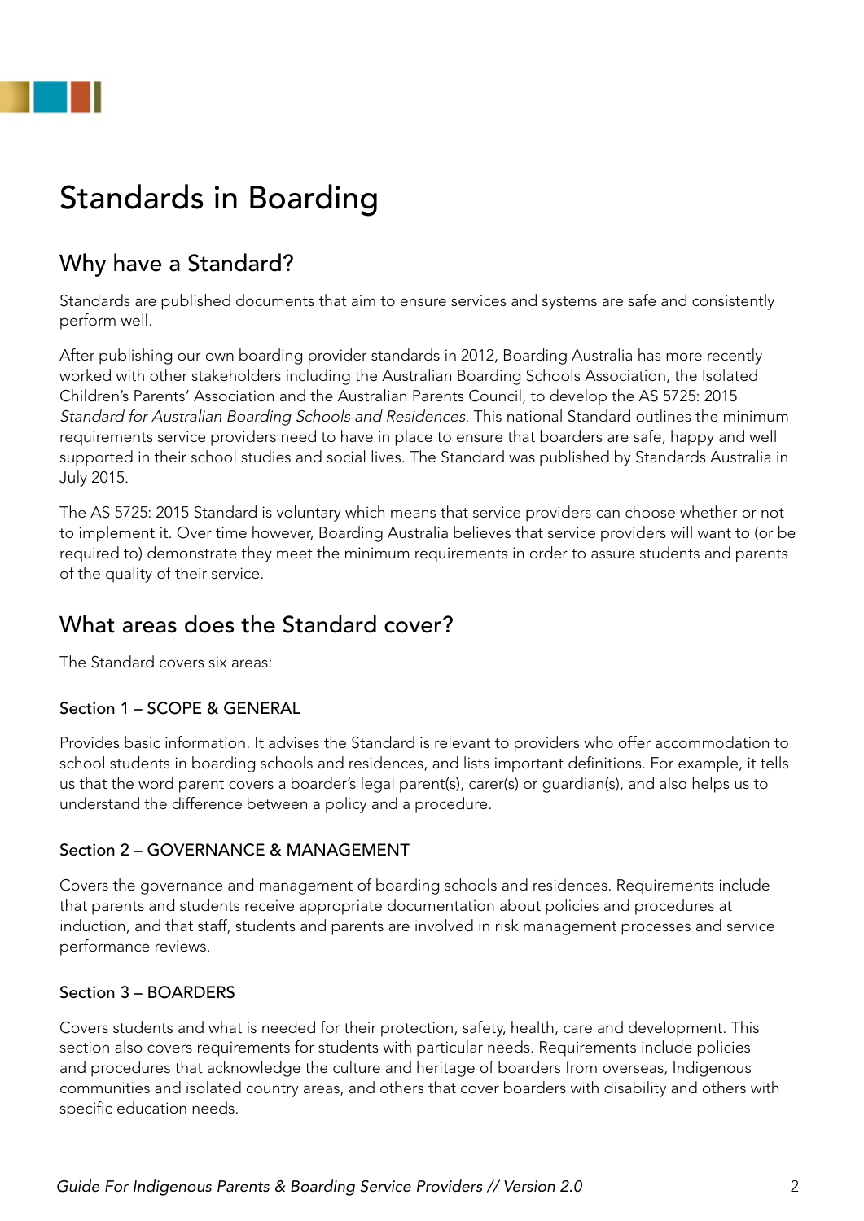# Standards in Boarding

## Why have a Standard?

Standards are published documents that aim to ensure services and systems are safe and consistently perform well.

After publishing our own boarding provider standards in 2012, Boarding Australia has more recently worked with other stakeholders including the Australian Boarding Schools Association, the Isolated Children's Parents' Association and the Australian Parents Council, to develop the AS 5725: 2015 *Standard for Australian Boarding Schools and Residences*. This national Standard outlines the minimum requirements service providers need to have in place to ensure that boarders are safe, happy and well supported in their school studies and social lives. The Standard was published by Standards Australia in July 2015.

The AS 5725: 2015 Standard is voluntary which means that service providers can choose whether or not to implement it. Over time however, Boarding Australia believes that service providers will want to (or be required to) demonstrate they meet the minimum requirements in order to assure students and parents of the quality of their service.

## What areas does the Standard cover?

The Standard covers six areas:

### Section 1 – SCOPE & GENERAL

Provides basic information. It advises the Standard is relevant to providers who offer accommodation to school students in boarding schools and residences, and lists important definitions. For example, it tells us that the word parent covers a boarder's legal parent(s), carer(s) or guardian(s), and also helps us to understand the difference between a policy and a procedure.

### Section 2 – GOVERNANCE & MANAGEMENT

Covers the governance and management of boarding schools and residences. Requirements include that parents and students receive appropriate documentation about policies and procedures at induction, and that staff, students and parents are involved in risk management processes and service performance reviews.

### Section 3 – BOARDERS

Covers students and what is needed for their protection, safety, health, care and development. This section also covers requirements for students with particular needs. Requirements include policies and procedures that acknowledge the culture and heritage of boarders from overseas, Indigenous communities and isolated country areas, and others that cover boarders with disability and others with specific education needs.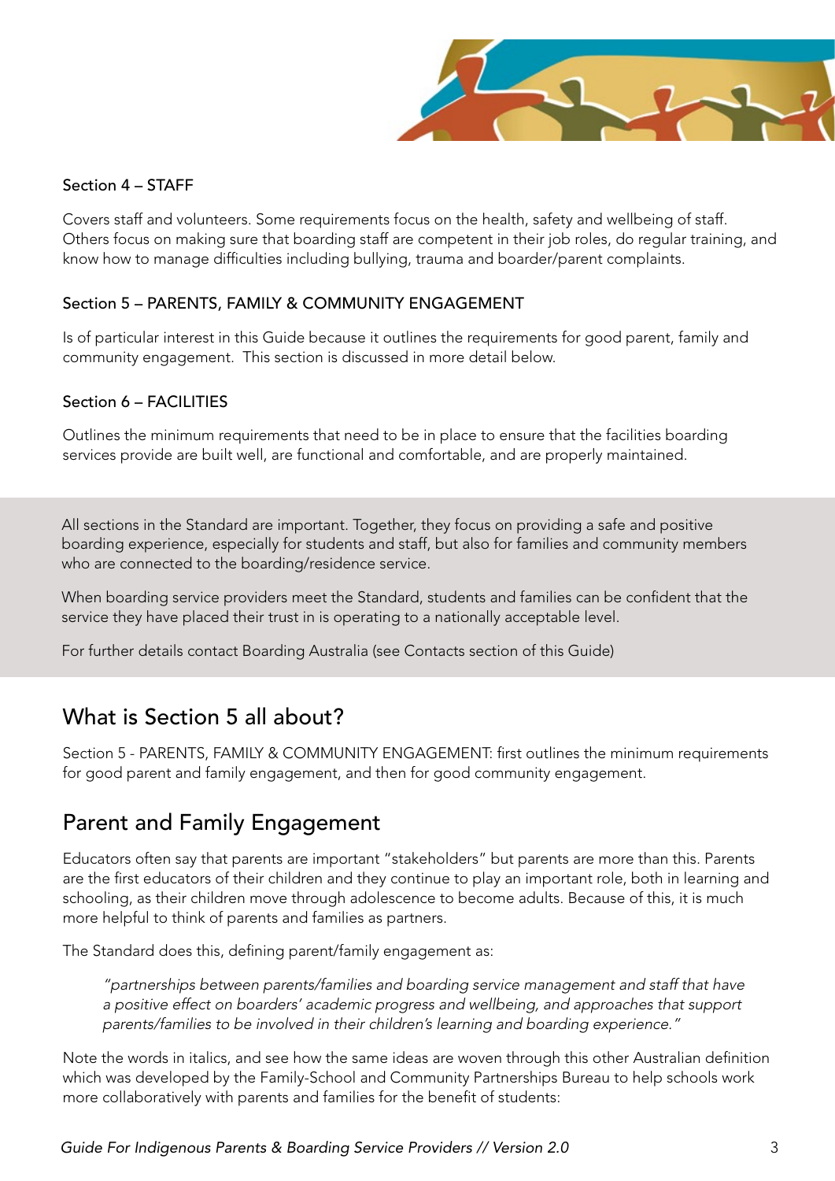### Section 4 – STAFF

Covers staff and volunteers. Some requirements focus on the health, safety and wellbeing of staff. Others focus on making sure that boarding staff are competent in their job roles, do regular training, and know how to manage difficulties including bullying, trauma and boarder/parent complaints.

### Section 5 – PARENTS, FAMILY & COMMUNITY ENGAGEMENT

Is of particular interest in this Guide because it outlines the requirements for good parent, family and community engagement. This section is discussed in more detail below.

### Section 6 – FACILITIES

Outlines the minimum requirements that need to be in place to ensure that the facilities boarding services provide are built well, are functional and comfortable, and are properly maintained.

All sections in the Standard are important. Together, they focus on providing a safe and positive boarding experience, especially for students and staff, but also for families and community members who are connected to the boarding/residence service.

When boarding service providers meet the Standard, students and families can be confident that the service they have placed their trust in is operating to a nationally acceptable level.

For further details contact Boarding Australia (see Contacts section of this Guide)

## What is Section 5 all about?

Section 5 - PARENTS, FAMILY & COMMUNITY ENGAGEMENT: first outlines the minimum requirements for good parent and family engagement, and then for good community engagement.

## Parent and Family Engagement

Educators often say that parents are important "stakeholders" but parents are more than this. Parents are the first educators of their children and they continue to play an important role, both in learning and schooling, as their children move through adolescence to become adults. Because of this, it is much more helpful to think of parents and families as partners.

The Standard does this, defining parent/family engagement as:

> *"partnerships between parents/families and boarding service management and staff that have a positive effect on boarders' academic progress and wellbeing, and approaches that support parents/families to be involved in their children's learning and boarding experience."*

Note the words in italics, and see how the same ideas are woven through this other Australian definition which was developed by the Family-School and Community Partnerships Bureau to help schools work more collaboratively with parents and families for the benefit of students: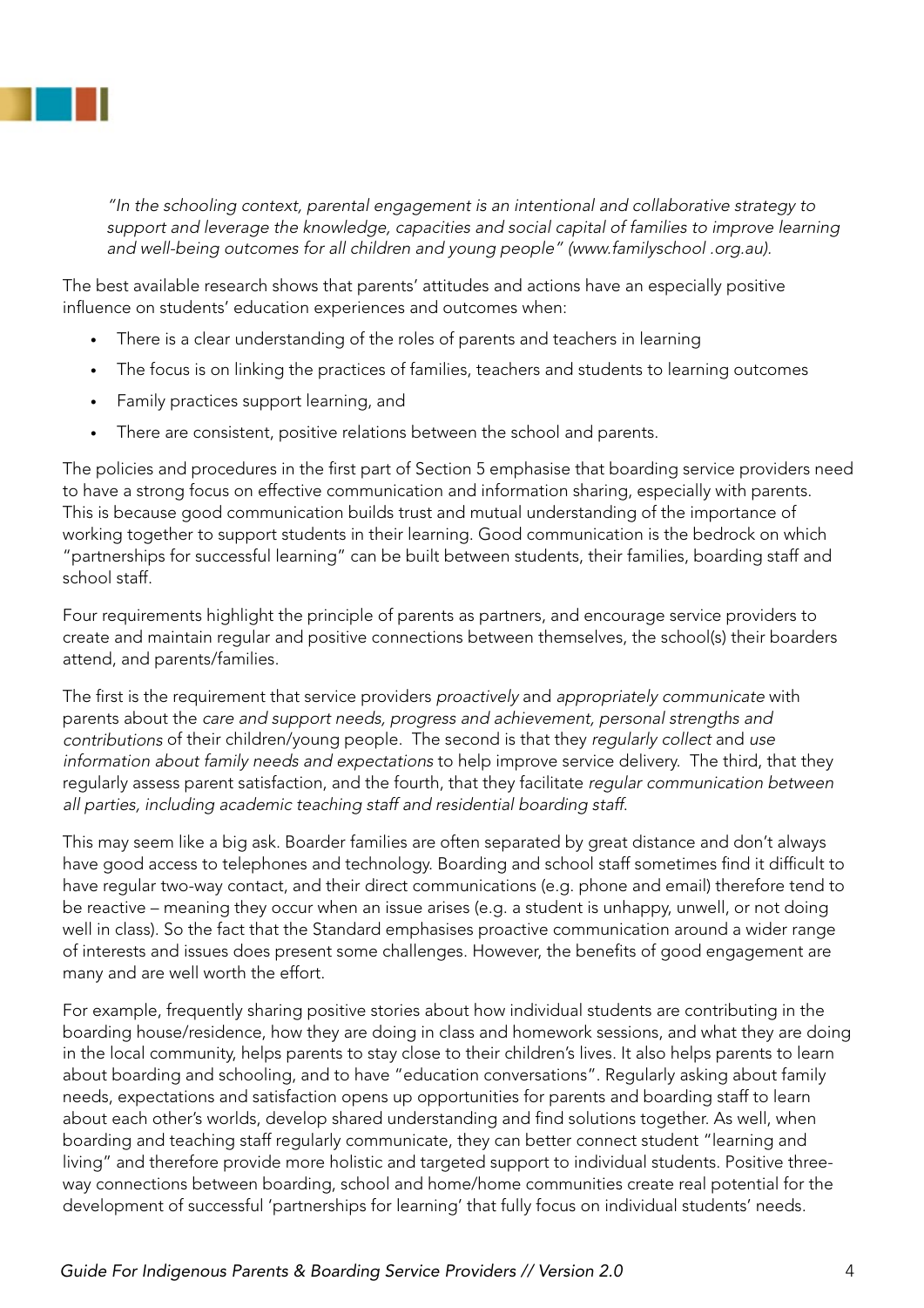*"In the schooling context, parental engagement is an intentional and collaborative strategy to support and leverage the knowledge, capacities and social capital of families to improve learning and well-being outcomes for all children and young people" (www.familyschool .org.au).*

The best available research shows that parents' attitudes and actions have an especially positive influence on students' education experiences and outcomes when:

- There is a clear understanding of the roles of parents and teachers in learning
- The focus is on linking the practices of families, teachers and students to learning outcomes
- Family practices support learning, and
- There are consistent, positive relations between the school and parents.

The policies and procedures in the first part of Section 5 emphasise that boarding service providers need to have a strong focus on effective communication and information sharing, especially with parents. This is because good communication builds trust and mutual understanding of the importance of working together to support students in their learning. Good communication is the bedrock on which "partnerships for successful learning" can be built between students, their families, boarding staff and school staff.

Four requirements highlight the principle of parents as partners, and encourage service providers to create and maintain regular and positive connections between themselves, the school(s) their boarders attend, and parents/families.

The first is the requirement that service providers *proactively* and *appropriately communicate* with parents about the *care and support needs, progress and achievement, personal strengths and contributions* of their children/young people. The second is that they *regularly collect* and *use information about family needs and expectations* to help improve service delivery. The third, that they regularly assess parent satisfaction, and the fourth, that they facilitate *regular communication between all parties, including academic teaching staff and residential boarding staff.*

This may seem like a big ask. Boarder families are often separated by great distance and don't always have good access to telephones and technology. Boarding and school staff sometimes find it difficult to have regular two-way contact, and their direct communications (e.g. phone and email) therefore tend to be reactive – meaning they occur when an issue arises (e.g. a student is unhappy, unwell, or not doing well in class). So the fact that the Standard emphasises proactive communication around a wider range of interests and issues does present some challenges. However, the benefits of good engagement are many and are well worth the effort.

For example, frequently sharing positive stories about how individual students are contributing in the boarding house/residence, how they are doing in class and homework sessions, and what they are doing in the local community, helps parents to stay close to their children's lives. It also helps parents to learn about boarding and schooling, and to have "education conversations". Regularly asking about family needs, expectations and satisfaction opens up opportunities for parents and boarding staff to learn about each other's worlds, develop shared understanding and find solutions together. As well, when boarding and teaching staff regularly communicate, they can better connect student "learning and living" and therefore provide more holistic and targeted support to individual students. Positive three-way connections between boarding, school and home/home communities create real potential for the development of successful 'partnerships for learning' that fully focus on individual students' needs.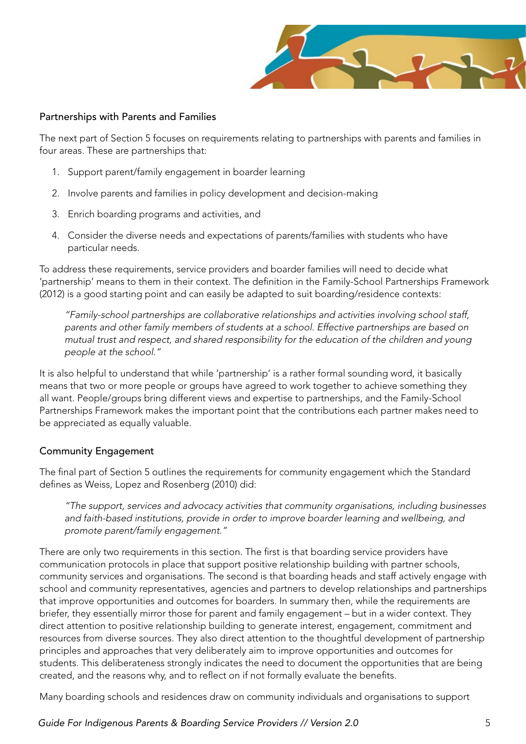## Partnerships with Parents and Families

The next part of Section 5 focuses on requirements relating to partnerships with parents and families in four areas. These are partnerships that:

1. Support parent/family engagement in boarder learning
2. Involve parents and families in policy development and decision-making
3. Enrich boarding programs and activities, and
4. Consider the diverse needs and expectations of parents/families with students who have particular needs.

To address these requirements, service providers and boarder families will need to decide what 'partnership' means to them in their context. The definition in the Family-School Partnerships Framework (2012) is a good starting point and can easily be adapted to suit boarding/residence contexts:

> *"Family-school partnerships are collaborative relationships and activities involving school staff, parents and other family members of students at a school. Effective partnerships are based on mutual trust and respect, and shared responsibility for the education of the children and young people at the school."*

It is also helpful to understand that while 'partnership' is a rather formal sounding word, it basically means that two or more people or groups have agreed to work together to achieve something they all want. People/groups bring different views and expertise to partnerships, and the Family-School Partnerships Framework makes the important point that the contributions each partner makes need to be appreciated as equally valuable.

## Community Engagement

The final part of Section 5 outlines the requirements for community engagement which the Standard defines as Weiss, Lopez and Rosenberg (2010) did:

> *"The support, services and advocacy activities that community organisations, including businesses and faith-based institutions, provide in order to improve boarder learning and wellbeing, and promote parent/family engagement."*

There are only two requirements in this section. The first is that boarding service providers have communication protocols in place that support positive relationship building with partner schools, community services and organisations. The second is that boarding heads and staff actively engage with school and community representatives, agencies and partners to develop relationships and partnerships that improve opportunities and outcomes for boarders. In summary then, while the requirements are briefer, they essentially mirror those for parent and family engagement – but in a wider context. They direct attention to positive relationship building to generate interest, engagement, commitment and resources from diverse sources. They also direct attention to the thoughtful development of partnership principles and approaches that very deliberately aim to improve opportunities and outcomes for students. This deliberateness strongly indicates the need to document the opportunities that are being created, and the reasons why, and to reflect on if not formally evaluate the benefits.

Many boarding schools and residences draw on community individuals and organisations to support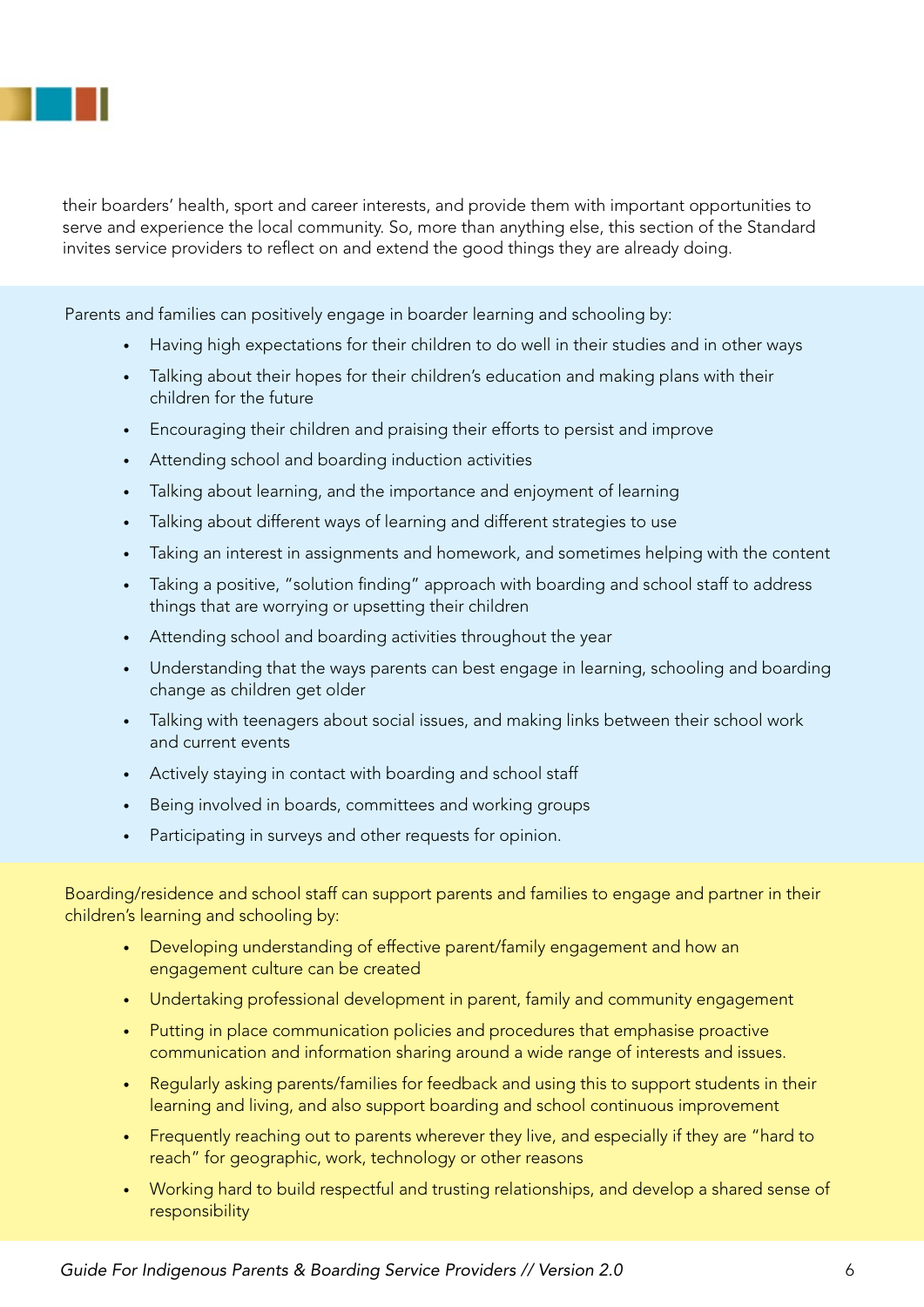their boarders' health, sport and career interests, and provide them with important opportunities to serve and experience the local community. So, more than anything else, this section of the Standard invites service providers to reflect on and extend the good things they are already doing.

Parents and families can positively engage in boarder learning and schooling by:

- Having high expectations for their children to do well in their studies and in other ways
- Talking about their hopes for their children's education and making plans with their children for the future
- Encouraging their children and praising their efforts to persist and improve
- Attending school and boarding induction activities
- Talking about learning, and the importance and enjoyment of learning
- Talking about different ways of learning and different strategies to use
- Taking an interest in assignments and homework, and sometimes helping with the content
- Taking a positive, "solution finding" approach with boarding and school staff to address things that are worrying or upsetting their children
- Attending school and boarding activities throughout the year
- Understanding that the ways parents can best engage in learning, schooling and boarding change as children get older
- Talking with teenagers about social issues, and making links between their school work and current events
- Actively staying in contact with boarding and school staff
- Being involved in boards, committees and working groups
- Participating in surveys and other requests for opinion.

Boarding/residence and school staff can support parents and families to engage and partner in their children's learning and schooling by:

- Developing understanding of effective parent/family engagement and how an engagement culture can be created
- Undertaking professional development in parent, family and community engagement
- Putting in place communication policies and procedures that emphasise proactive communication and information sharing around a wide range of interests and issues.
- Regularly asking parents/families for feedback and using this to support students in their learning and living, and also support boarding and school continuous improvement
- Frequently reaching out to parents wherever they live, and especially if they are "hard to reach" for geographic, work, technology or other reasons
- Working hard to build respectful and trusting relationships, and develop a shared sense of responsibility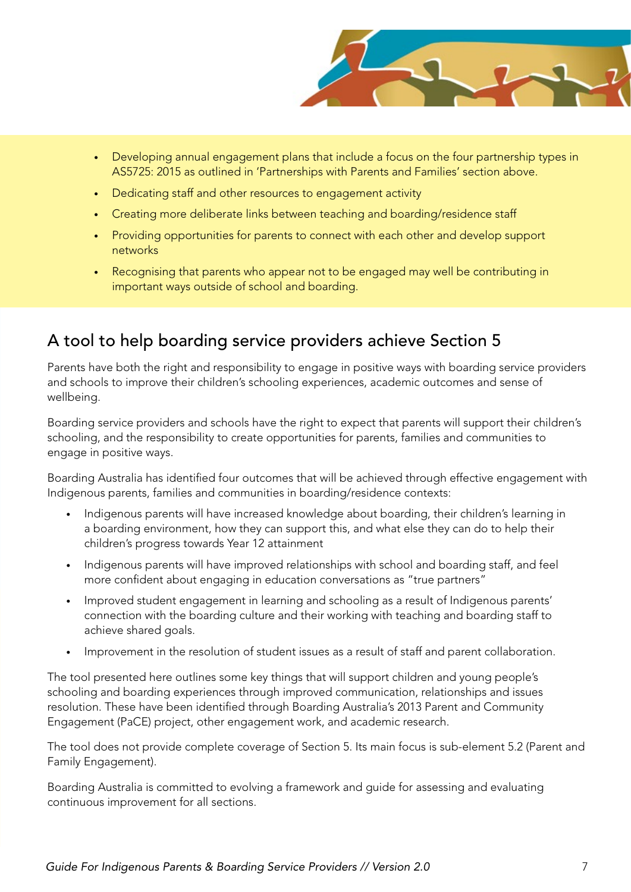- Developing annual engagement plans that include a focus on the four partnership types in AS5725: 2015 as outlined in 'Partnerships with Parents and Families' section above.
- Dedicating staff and other resources to engagement activity
- Creating more deliberate links between teaching and boarding/residence staff
- Providing opportunities for parents to connect with each other and develop support networks
- Recognising that parents who appear not to be engaged may well be contributing in important ways outside of school and boarding.

## A tool to help boarding service providers achieve Section 5

Parents have both the right and responsibility to engage in positive ways with boarding service providers and schools to improve their children's schooling experiences, academic outcomes and sense of wellbeing.

Boarding service providers and schools have the right to expect that parents will support their children's schooling, and the responsibility to create opportunities for parents, families and communities to engage in positive ways.

Boarding Australia has identified four outcomes that will be achieved through effective engagement with Indigenous parents, families and communities in boarding/residence contexts:

- Indigenous parents will have increased knowledge about boarding, their children's learning in a boarding environment, how they can support this, and what else they can do to help their children's progress towards Year 12 attainment
- Indigenous parents will have improved relationships with school and boarding staff, and feel more confident about engaging in education conversations as "true partners"
- Improved student engagement in learning and schooling as a result of Indigenous parents' connection with the boarding culture and their working with teaching and boarding staff to achieve shared goals.
- Improvement in the resolution of student issues as a result of staff and parent collaboration.

The tool presented here outlines some key things that will support children and young people's schooling and boarding experiences through improved communication, relationships and issues resolution. These have been identified through Boarding Australia's 2013 Parent and Community Engagement (PaCE) project, other engagement work, and academic research.

The tool does not provide complete coverage of Section 5. Its main focus is sub-element 5.2 (Parent and Family Engagement).

Boarding Australia is committed to evolving a framework and guide for assessing and evaluating continuous improvement for all sections.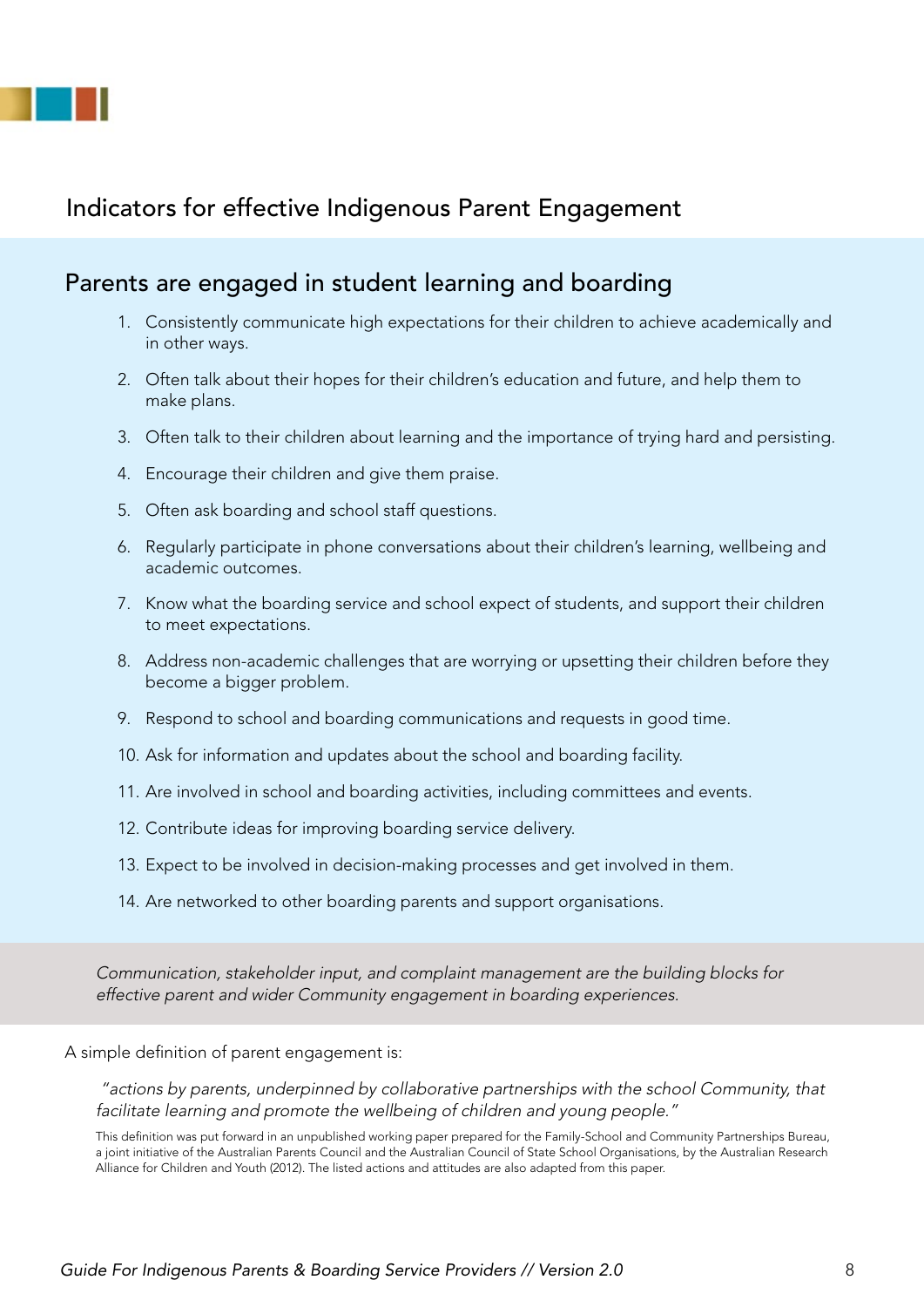# Indicators for effective Indigenous Parent Engagement

## Parents are engaged in student learning and boarding

1. Consistently communicate high expectations for their children to achieve academically and in other ways.
2. Often talk about their hopes for their children's education and future, and help them to make plans.
3. Often talk to their children about learning and the importance of trying hard and persisting.
4. Encourage their children and give them praise.
5. Often ask boarding and school staff questions.
6. Regularly participate in phone conversations about their children's learning, wellbeing and academic outcomes.
7. Know what the boarding service and school expect of students, and support their children to meet expectations.
8. Address non-academic challenges that are worrying or upsetting their children before they become a bigger problem.
9. Respond to school and boarding communications and requests in good time.
10. Ask for information and updates about the school and boarding facility.
11. Are involved in school and boarding activities, including committees and events.
12. Contribute ideas for improving boarding service delivery.
13. Expect to be involved in decision-making processes and get involved in them.
14. Are networked to other boarding parents and support organisations.

*Communication, stakeholder input, and complaint management are the building blocks for effective parent and wider Community engagement in boarding experiences.*

A simple definition of parent engagement is:

> *"actions by parents, underpinned by collaborative partnerships with the school Community, that facilitate learning and promote the wellbeing of children and young people."*

This definition was put forward in an unpublished working paper prepared for the Family-School and Community Partnerships Bureau, a joint initiative of the Australian Parents Council and the Australian Council of State School Organisations, by the Australian Research Alliance for Children and Youth (2012). The listed actions and attitudes are also adapted from this paper.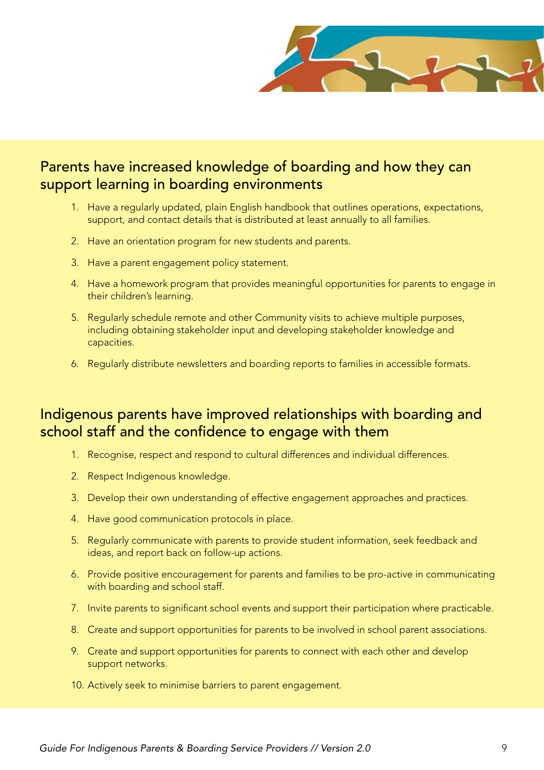## Parents have increased knowledge of boarding and how they can support learning in boarding environments

1. Have a regularly updated, plain English handbook that outlines operations, expectations, support, and contact details that is distributed at least annually to all families.
2. Have an orientation program for new students and parents.
3. Have a parent engagement policy statement.
4. Have a homework program that provides meaningful opportunities for parents to engage in their children's learning.
5. Regularly schedule remote and other Community visits to achieve multiple purposes, including obtaining stakeholder input and developing stakeholder knowledge and capacities.
6. Regularly distribute newsletters and boarding reports to families in accessible formats.

## Indigenous parents have improved relationships with boarding and school staff and the confidence to engage with them

1. Recognise, respect and respond to cultural differences and individual differences.
2. Respect Indigenous knowledge.
3. Develop their own understanding of effective engagement approaches and practices.
4. Have good communication protocols in place.
5. Regularly communicate with parents to provide student information, seek feedback and ideas, and report back on follow-up actions.
6. Provide positive encouragement for parents and families to be pro-active in communicating with boarding and school staff.
7. Invite parents to significant school events and support their participation where practicable.
8. Create and support opportunities for parents to be involved in school parent associations.
9. Create and support opportunities for parents to connect with each other and develop support networks.
10. Actively seek to minimise barriers to parent engagement.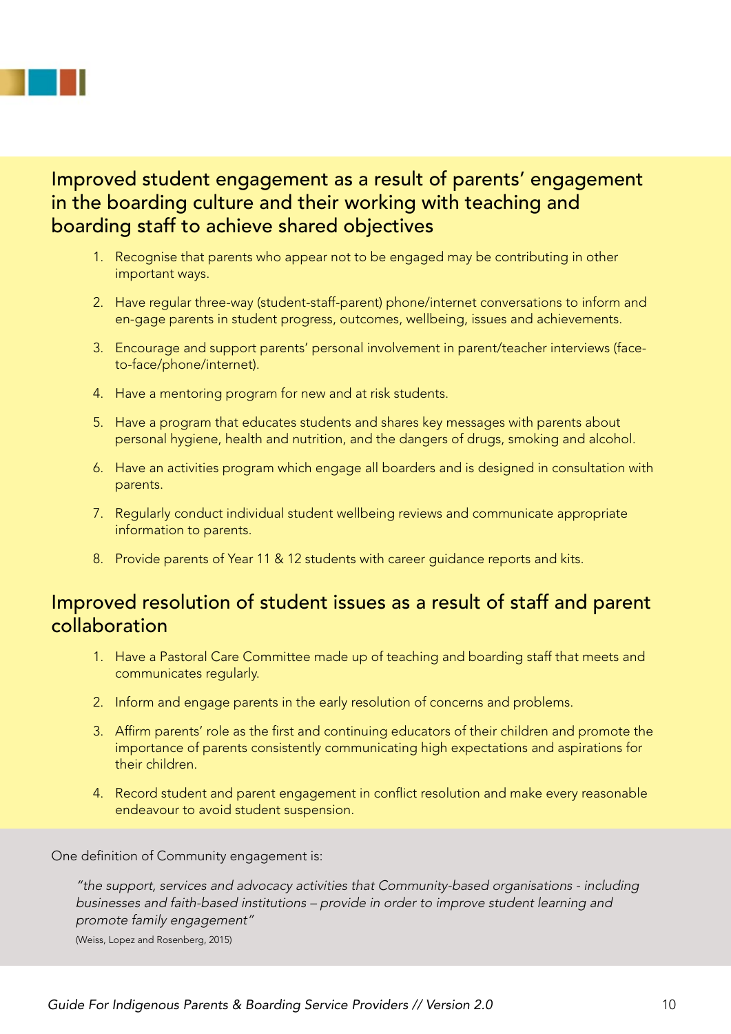## Improved student engagement as a result of parents' engagement in the boarding culture and their working with teaching and boarding staff to achieve shared objectives

1. Recognise that parents who appear not to be engaged may be contributing in other important ways.
2. Have regular three-way (student-staff-parent) phone/internet conversations to inform and en-gage parents in student progress, outcomes, wellbeing, issues and achievements.
3. Encourage and support parents' personal involvement in parent/teacher interviews (face-to-face/phone/internet).
4. Have a mentoring program for new and at risk students.
5. Have a program that educates students and shares key messages with parents about personal hygiene, health and nutrition, and the dangers of drugs, smoking and alcohol.
6. Have an activities program which engage all boarders and is designed in consultation with parents.
7. Regularly conduct individual student wellbeing reviews and communicate appropriate information to parents.
8. Provide parents of Year 11 & 12 students with career guidance reports and kits.

## Improved resolution of student issues as a result of staff and parent collaboration

1. Have a Pastoral Care Committee made up of teaching and boarding staff that meets and communicates regularly.
2. Inform and engage parents in the early resolution of concerns and problems.
3. Affirm parents' role as the first and continuing educators of their children and promote the importance of parents consistently communicating high expectations and aspirations for their children.
4. Record student and parent engagement in conflict resolution and make every reasonable endeavour to avoid student suspension.

One definition of Community engagement is:

> *"the support, services and advocacy activities that Community-based organisations - including businesses and faith-based institutions – provide in order to improve student learning and promote family engagement"*
>
> (Weiss, Lopez and Rosenberg, 2015)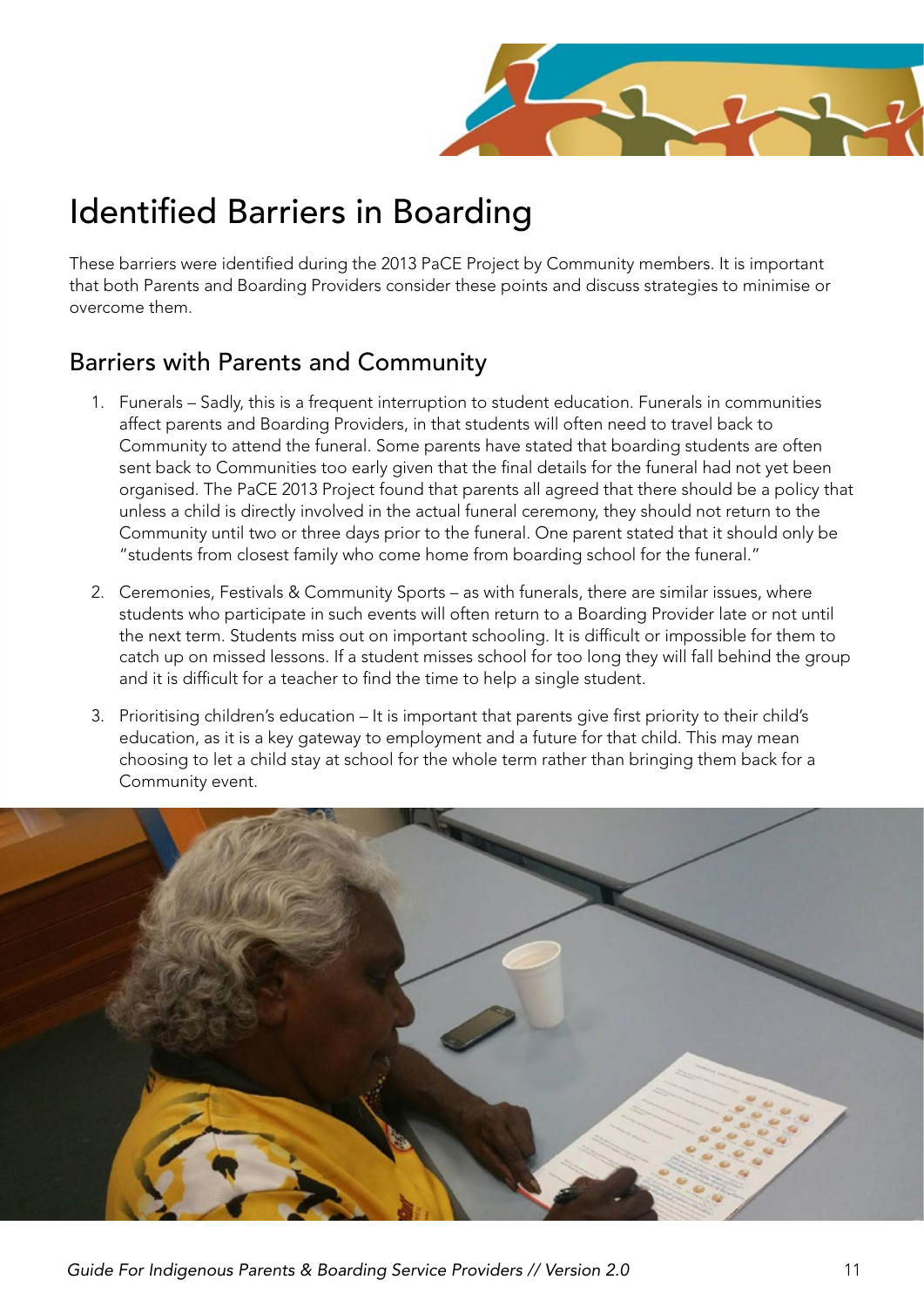# Identified Barriers in Boarding

These barriers were identified during the 2013 PaCE Project by Community members. It is important that both Parents and Boarding Providers consider these points and discuss strategies to minimise or overcome them.

## Barriers with Parents and Community

1. Funerals – Sadly, this is a frequent interruption to student education. Funerals in communities affect parents and Boarding Providers, in that students will often need to travel back to Community to attend the funeral. Some parents have stated that boarding students are often sent back to Communities too early given that the final details for the funeral had not yet been organised. The PaCE 2013 Project found that parents all agreed that there should be a policy that unless a child is directly involved in the actual funeral ceremony, they should not return to the Community until two or three days prior to the funeral. One parent stated that it should only be "students from closest family who come home from boarding school for the funeral."

2. Ceremonies, Festivals & Community Sports – as with funerals, there are similar issues, where students who participate in such events will often return to a Boarding Provider late or not until the next term. Students miss out on important schooling. It is difficult or impossible for them to catch up on missed lessons. If a student misses school for too long they will fall behind the group and it is difficult for a teacher to find the time to help a single student.

3. Prioritising children's education – It is important that parents give first priority to their child's education, as it is a key gateway to employment and a future for that child. This may mean choosing to let a child stay at school for the whole term rather than bringing them back for a Community event.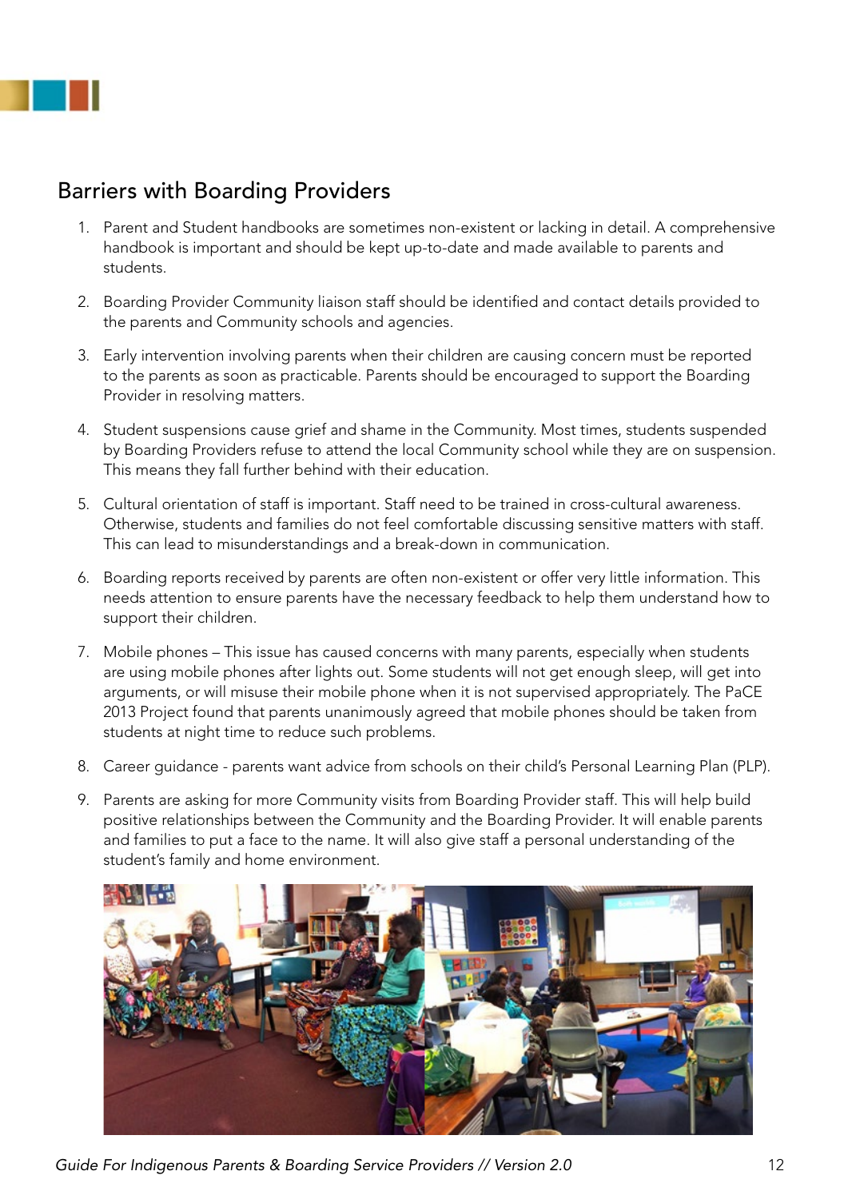## Barriers with Boarding Providers

1. Parent and Student handbooks are sometimes non-existent or lacking in detail. A comprehensive handbook is important and should be kept up-to-date and made available to parents and students.
2. Boarding Provider Community liaison staff should be identified and contact details provided to the parents and Community schools and agencies.
3. Early intervention involving parents when their children are causing concern must be reported to the parents as soon as practicable. Parents should be encouraged to support the Boarding Provider in resolving matters.
4. Student suspensions cause grief and shame in the Community. Most times, students suspended by Boarding Providers refuse to attend the local Community school while they are on suspension. This means they fall further behind with their education.
5. Cultural orientation of staff is important. Staff need to be trained in cross-cultural awareness. Otherwise, students and families do not feel comfortable discussing sensitive matters with staff. This can lead to misunderstandings and a break-down in communication.
6. Boarding reports received by parents are often non-existent or offer very little information. This needs attention to ensure parents have the necessary feedback to help them understand how to support their children.
7. Mobile phones – This issue has caused concerns with many parents, especially when students are using mobile phones after lights out. Some students will not get enough sleep, will get into arguments, or will misuse their mobile phone when it is not supervised appropriately. The PaCE 2013 Project found that parents unanimously agreed that mobile phones should be taken from students at night time to reduce such problems.
8. Career guidance - parents want advice from schools on their child's Personal Learning Plan (PLP).
9. Parents are asking for more Community visits from Boarding Provider staff. This will help build positive relationships between the Community and the Boarding Provider. It will enable parents and families to put a face to the name. It will also give staff a personal understanding of the student's family and home environment.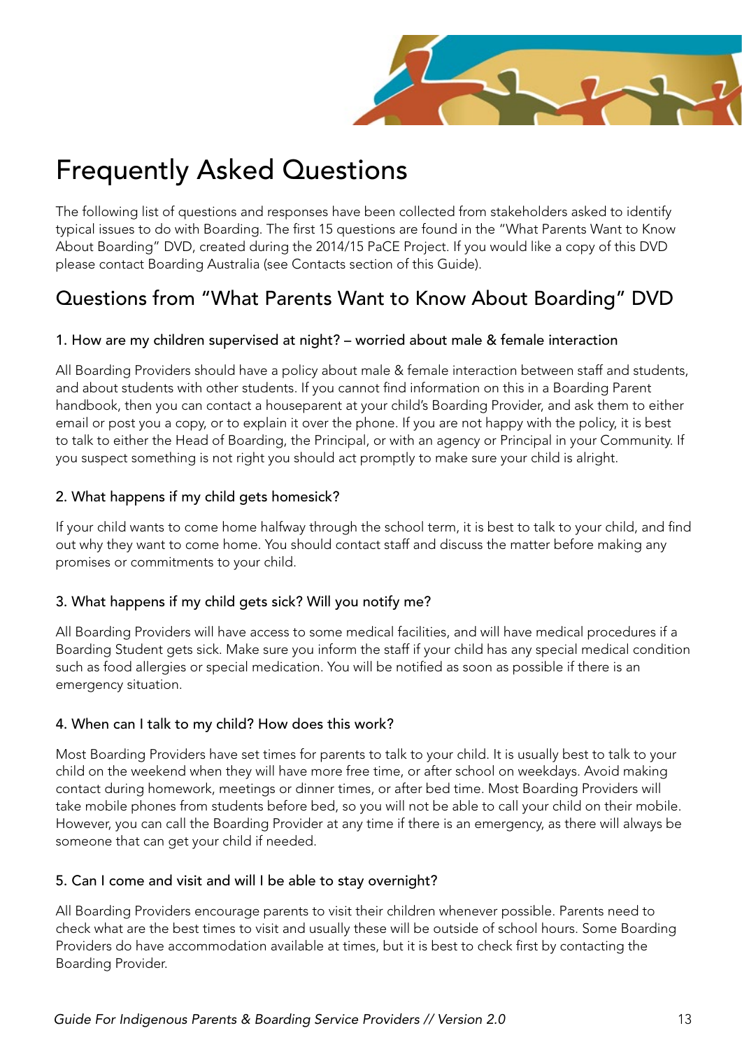# Frequently Asked Questions

The following list of questions and responses have been collected from stakeholders asked to identify typical issues to do with Boarding. The first 15 questions are found in the "What Parents Want to Know About Boarding" DVD, created during the 2014/15 PaCE Project. If you would like a copy of this DVD please contact Boarding Australia (see Contacts section of this Guide).

## Questions from "What Parents Want to Know About Boarding" DVD

### 1. How are my children supervised at night? – worried about male & female interaction

All Boarding Providers should have a policy about male & female interaction between staff and students, and about students with other students. If you cannot find information on this in a Boarding Parent handbook, then you can contact a houseparent at your child's Boarding Provider, and ask them to either email or post you a copy, or to explain it over the phone. If you are not happy with the policy, it is best to talk to either the Head of Boarding, the Principal, or with an agency or Principal in your Community. If you suspect something is not right you should act promptly to make sure your child is alright.

### 2. What happens if my child gets homesick?

If your child wants to come home halfway through the school term, it is best to talk to your child, and find out why they want to come home. You should contact staff and discuss the matter before making any promises or commitments to your child.

### 3. What happens if my child gets sick? Will you notify me?

All Boarding Providers will have access to some medical facilities, and will have medical procedures if a Boarding Student gets sick. Make sure you inform the staff if your child has any special medical condition such as food allergies or special medication. You will be notified as soon as possible if there is an emergency situation.

### 4. When can I talk to my child? How does this work?

Most Boarding Providers have set times for parents to talk to your child. It is usually best to talk to your child on the weekend when they will have more free time, or after school on weekdays. Avoid making contact during homework, meetings or dinner times, or after bed time. Most Boarding Providers will take mobile phones from students before bed, so you will not be able to call your child on their mobile. However, you can call the Boarding Provider at any time if there is an emergency, as there will always be someone that can get your child if needed.

### 5. Can I come and visit and will I be able to stay overnight?

All Boarding Providers encourage parents to visit their children whenever possible. Parents need to check what are the best times to visit and usually these will be outside of school hours. Some Boarding Providers do have accommodation available at times, but it is best to check first by contacting the Boarding Provider.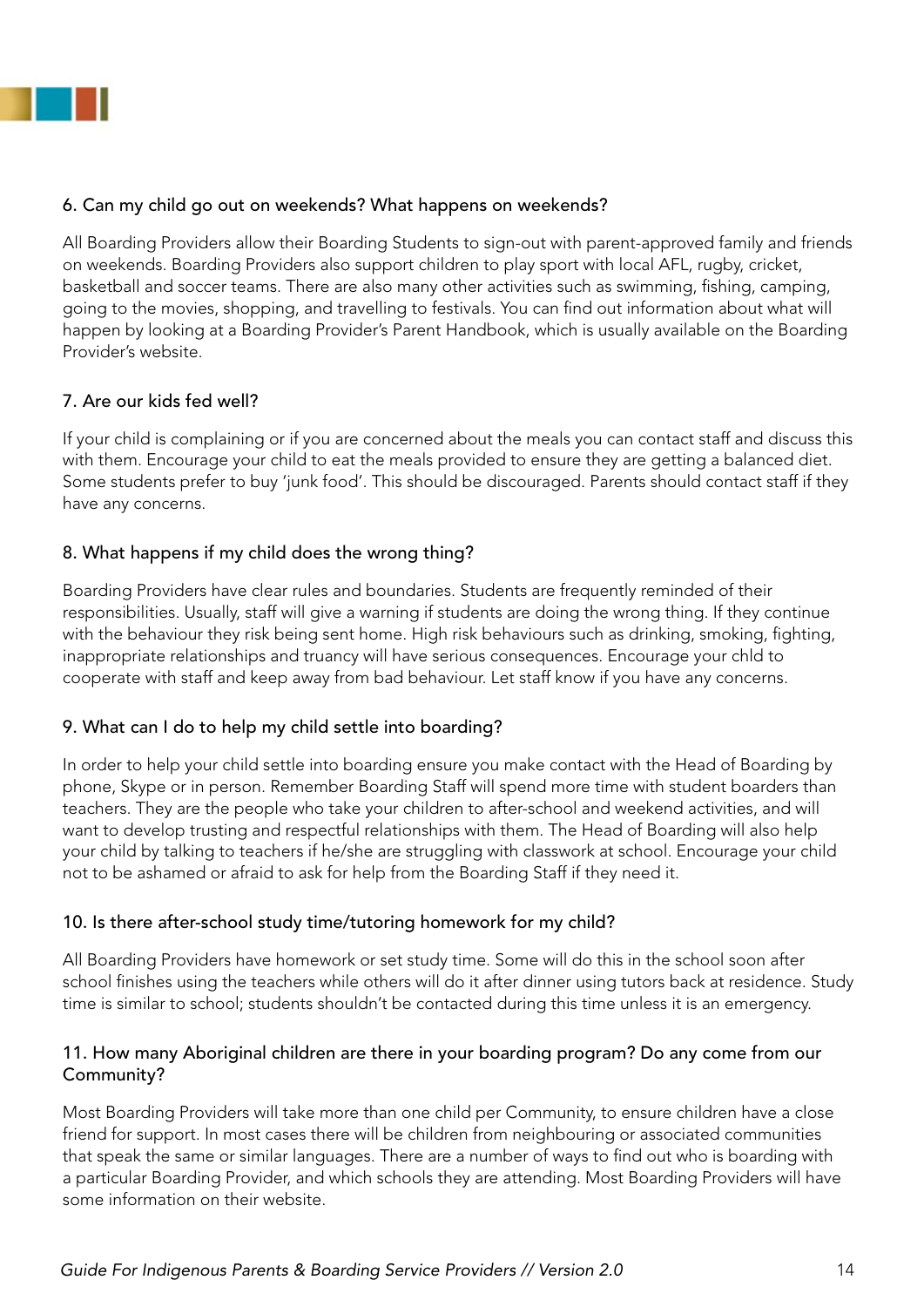### 6. Can my child go out on weekends? What happens on weekends?

All Boarding Providers allow their Boarding Students to sign-out with parent-approved family and friends on weekends. Boarding Providers also support children to play sport with local AFL, rugby, cricket, basketball and soccer teams. There are also many other activities such as swimming, fishing, camping, going to the movies, shopping, and travelling to festivals. You can find out information about what will happen by looking at a Boarding Provider's Parent Handbook, which is usually available on the Boarding Provider's website.

### 7. Are our kids fed well?

If your child is complaining or if you are concerned about the meals you can contact staff and discuss this with them. Encourage your child to eat the meals provided to ensure they are getting a balanced diet. Some students prefer to buy 'junk food'. This should be discouraged. Parents should contact staff if they have any concerns.

### 8. What happens if my child does the wrong thing?

Boarding Providers have clear rules and boundaries. Students are frequently reminded of their responsibilities. Usually, staff will give a warning if students are doing the wrong thing. If they continue with the behaviour they risk being sent home. High risk behaviours such as drinking, smoking, fighting, inappropriate relationships and truancy will have serious consequences. Encourage your chld to cooperate with staff and keep away from bad behaviour. Let staff know if you have any concerns.

### 9. What can I do to help my child settle into boarding?

In order to help your child settle into boarding ensure you make contact with the Head of Boarding by phone, Skype or in person. Remember Boarding Staff will spend more time with student boarders than teachers. They are the people who take your children to after-school and weekend activities, and will want to develop trusting and respectful relationships with them. The Head of Boarding will also help your child by talking to teachers if he/she are struggling with classwork at school. Encourage your child not to be ashamed or afraid to ask for help from the Boarding Staff if they need it.

### 10. Is there after-school study time/tutoring homework for my child?

All Boarding Providers have homework or set study time. Some will do this in the school soon after school finishes using the teachers while others will do it after dinner using tutors back at residence. Study time is similar to school; students shouldn't be contacted during this time unless it is an emergency.

### 11. How many Aboriginal children are there in your boarding program? Do any come from our Community?

Most Boarding Providers will take more than one child per Community, to ensure children have a close friend for support. In most cases there will be children from neighbouring or associated communities that speak the same or similar languages. There are a number of ways to find out who is boarding with a particular Boarding Provider, and which schools they are attending. Most Boarding Providers will have some information on their website.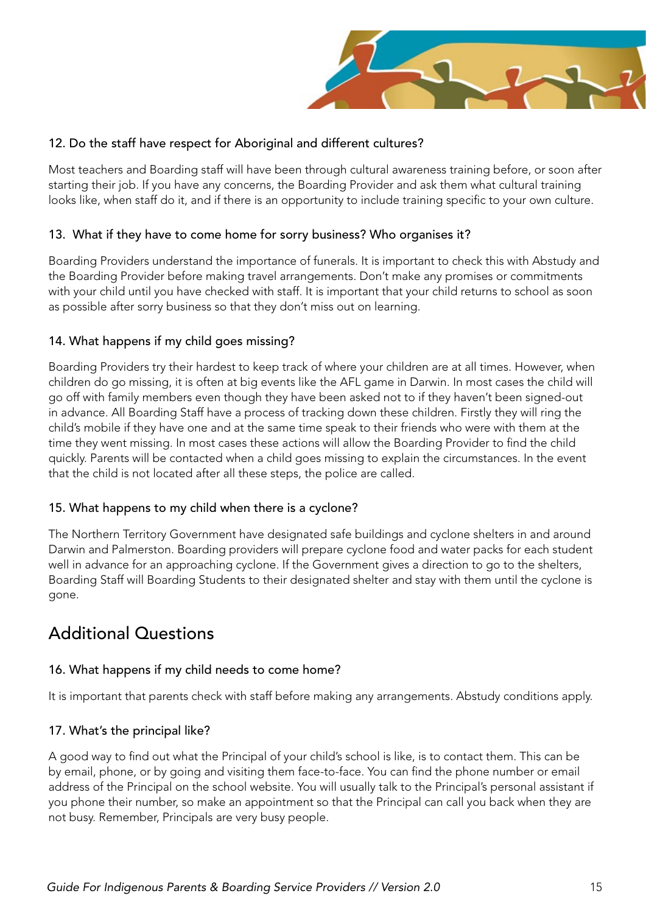### 12. Do the staff have respect for Aboriginal and different cultures?

Most teachers and Boarding staff will have been through cultural awareness training before, or soon after starting their job. If you have any concerns, the Boarding Provider and ask them what cultural training looks like, when staff do it, and if there is an opportunity to include training specific to your own culture.

### 13. What if they have to come home for sorry business? Who organises it?

Boarding Providers understand the importance of funerals. It is important to check this with Abstudy and the Boarding Provider before making travel arrangements. Don't make any promises or commitments with your child until you have checked with staff. It is important that your child returns to school as soon as possible after sorry business so that they don't miss out on learning.

### 14. What happens if my child goes missing?

Boarding Providers try their hardest to keep track of where your children are at all times. However, when children do go missing, it is often at big events like the AFL game in Darwin. In most cases the child will go off with family members even though they have been asked not to if they haven't been signed-out in advance. All Boarding Staff have a process of tracking down these children. Firstly they will ring the child's mobile if they have one and at the same time speak to their friends who were with them at the time they went missing. In most cases these actions will allow the Boarding Provider to find the child quickly. Parents will be contacted when a child goes missing to explain the circumstances. In the event that the child is not located after all these steps, the police are called.

### 15. What happens to my child when there is a cyclone?

The Northern Territory Government have designated safe buildings and cyclone shelters in and around Darwin and Palmerston. Boarding providers will prepare cyclone food and water packs for each student well in advance for an approaching cyclone. If the Government gives a direction to go to the shelters, Boarding Staff will Boarding Students to their designated shelter and stay with them until the cyclone is gone.

## Additional Questions

### 16. What happens if my child needs to come home?

It is important that parents check with staff before making any arrangements. Abstudy conditions apply.

### 17. What's the principal like?

A good way to find out what the Principal of your child's school is like, is to contact them. This can be by email, phone, or by going and visiting them face-to-face. You can find the phone number or email address of the Principal on the school website. You will usually talk to the Principal's personal assistant if you phone their number, so make an appointment so that the Principal can call you back when they are not busy. Remember, Principals are very busy people.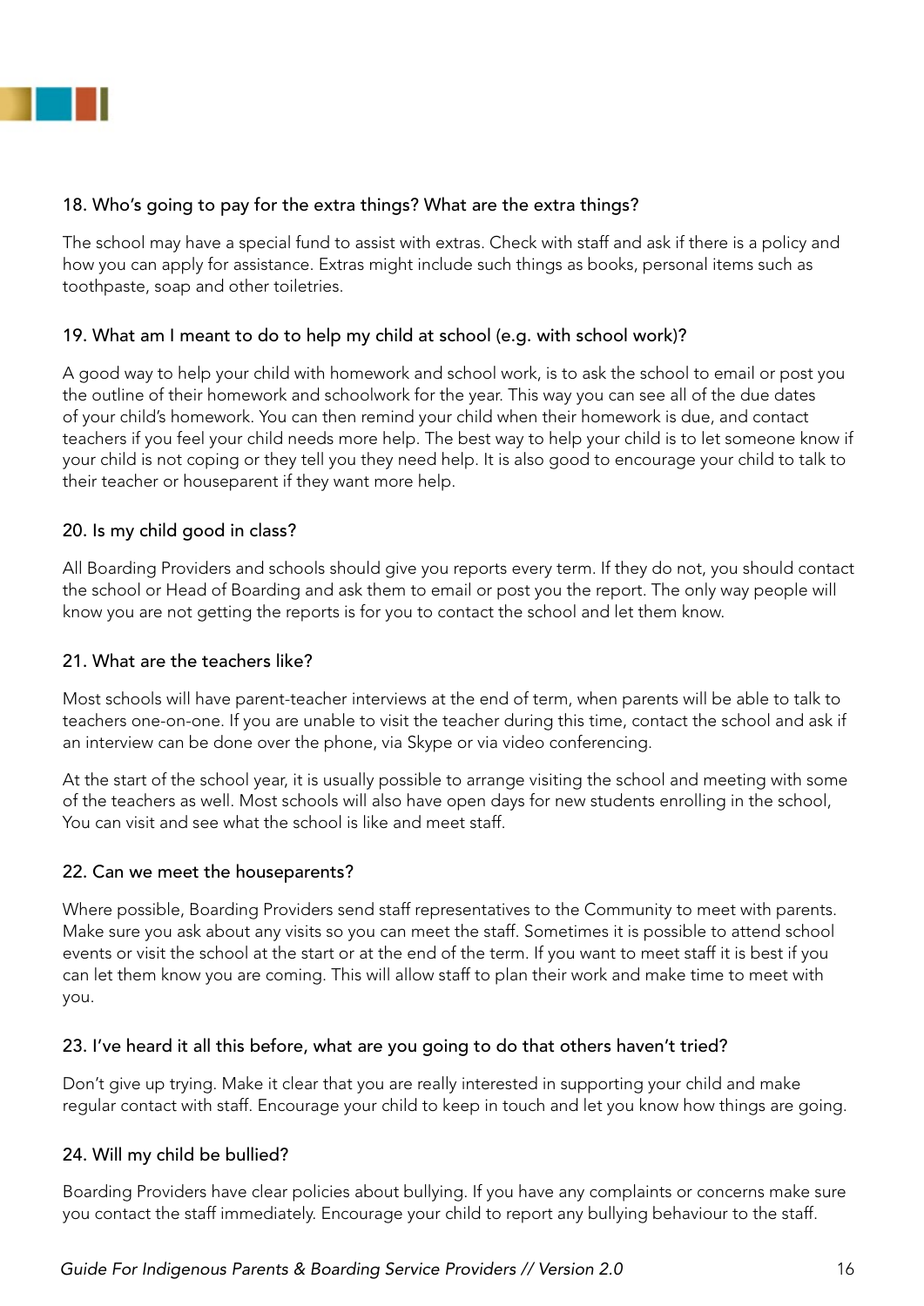### 18. Who's going to pay for the extra things? What are the extra things?

The school may have a special fund to assist with extras. Check with staff and ask if there is a policy and how you can apply for assistance. Extras might include such things as books, personal items such as toothpaste, soap and other toiletries.

### 19. What am I meant to do to help my child at school (e.g. with school work)?

A good way to help your child with homework and school work, is to ask the school to email or post you the outline of their homework and schoolwork for the year. This way you can see all of the due dates of your child's homework. You can then remind your child when their homework is due, and contact teachers if you feel your child needs more help. The best way to help your child is to let someone know if your child is not coping or they tell you they need help. It is also good to encourage your child to talk to their teacher or houseparent if they want more help.

### 20. Is my child good in class?

All Boarding Providers and schools should give you reports every term. If they do not, you should contact the school or Head of Boarding and ask them to email or post you the report. The only way people will know you are not getting the reports is for you to contact the school and let them know.

### 21. What are the teachers like?

Most schools will have parent-teacher interviews at the end of term, when parents will be able to talk to teachers one-on-one. If you are unable to visit the teacher during this time, contact the school and ask if an interview can be done over the phone, via Skype or via video conferencing.

At the start of the school year, it is usually possible to arrange visiting the school and meeting with some of the teachers as well. Most schools will also have open days for new students enrolling in the school, You can visit and see what the school is like and meet staff.

### 22. Can we meet the houseparents?

Where possible, Boarding Providers send staff representatives to the Community to meet with parents. Make sure you ask about any visits so you can meet the staff. Sometimes it is possible to attend school events or visit the school at the start or at the end of the term. If you want to meet staff it is best if you can let them know you are coming. This will allow staff to plan their work and make time to meet with you.

### 23. I've heard it all this before, what are you going to do that others haven't tried?

Don't give up trying. Make it clear that you are really interested in supporting your child and make regular contact with staff. Encourage your child to keep in touch and let you know how things are going.

### 24. Will my child be bullied?

Boarding Providers have clear policies about bullying. If you have any complaints or concerns make sure you contact the staff immediately. Encourage your child to report any bullying behaviour to the staff.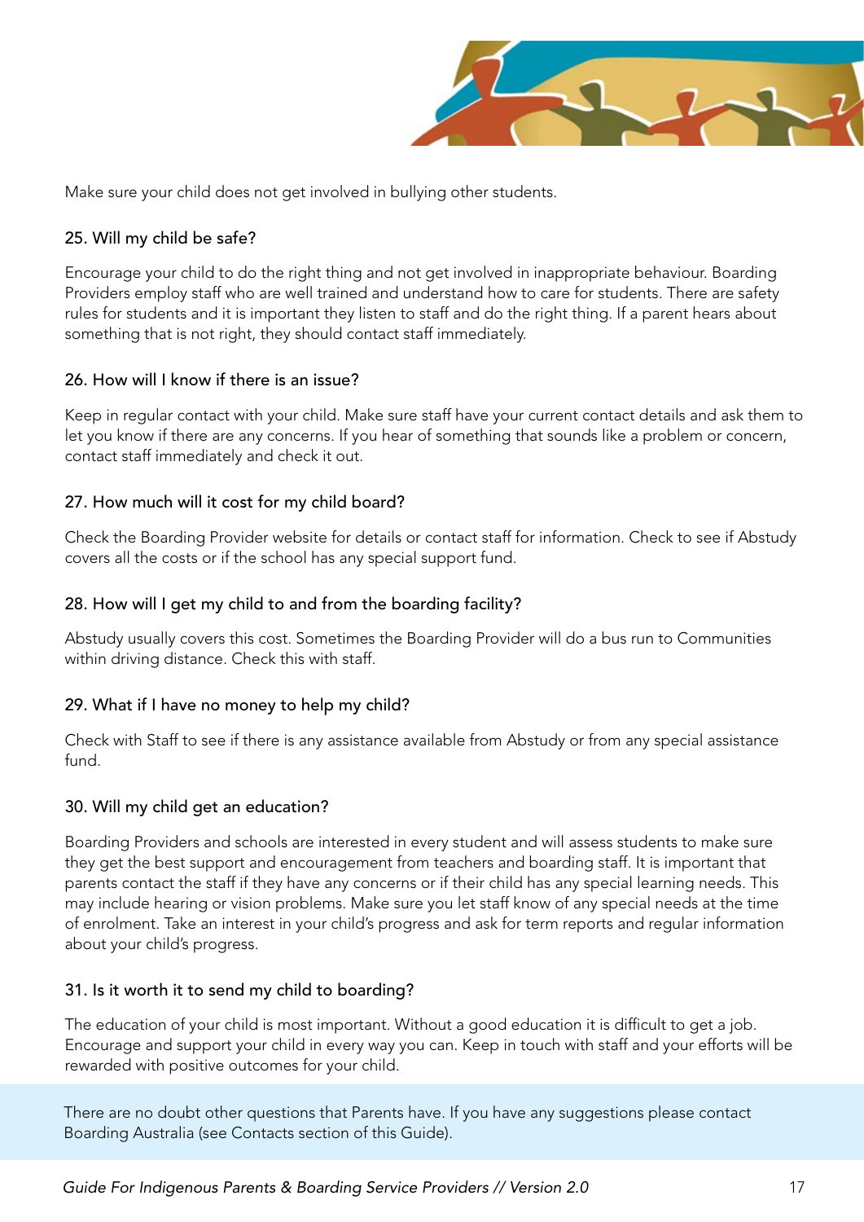Make sure your child does not get involved in bullying other students.

### 25. Will my child be safe?

Encourage your child to do the right thing and not get involved in inappropriate behaviour. Boarding Providers employ staff who are well trained and understand how to care for students. There are safety rules for students and it is important they listen to staff and do the right thing. If a parent hears about something that is not right, they should contact staff immediately.

### 26. How will I know if there is an issue?

Keep in regular contact with your child. Make sure staff have your current contact details and ask them to let you know if there are any concerns. If you hear of something that sounds like a problem or concern, contact staff immediately and check it out.

### 27. How much will it cost for my child board?

Check the Boarding Provider website for details or contact staff for information. Check to see if Abstudy covers all the costs or if the school has any special support fund.

### 28. How will I get my child to and from the boarding facility?

Abstudy usually covers this cost. Sometimes the Boarding Provider will do a bus run to Communities within driving distance. Check this with staff.

### 29. What if I have no money to help my child?

Check with Staff to see if there is any assistance available from Abstudy or from any special assistance fund.

### 30. Will my child get an education?

Boarding Providers and schools are interested in every student and will assess students to make sure they get the best support and encouragement from teachers and boarding staff. It is important that parents contact the staff if they have any concerns or if their child has any special learning needs. This may include hearing or vision problems. Make sure you let staff know of any special needs at the time of enrolment. Take an interest in your child's progress and ask for term reports and regular information about your child's progress.

### 31. Is it worth it to send my child to boarding?

The education of your child is most important. Without a good education it is difficult to get a job. Encourage and support your child in every way you can. Keep in touch with staff and your efforts will be rewarded with positive outcomes for your child.

There are no doubt other questions that Parents have. If you have any suggestions please contact Boarding Australia (see Contacts section of this Guide).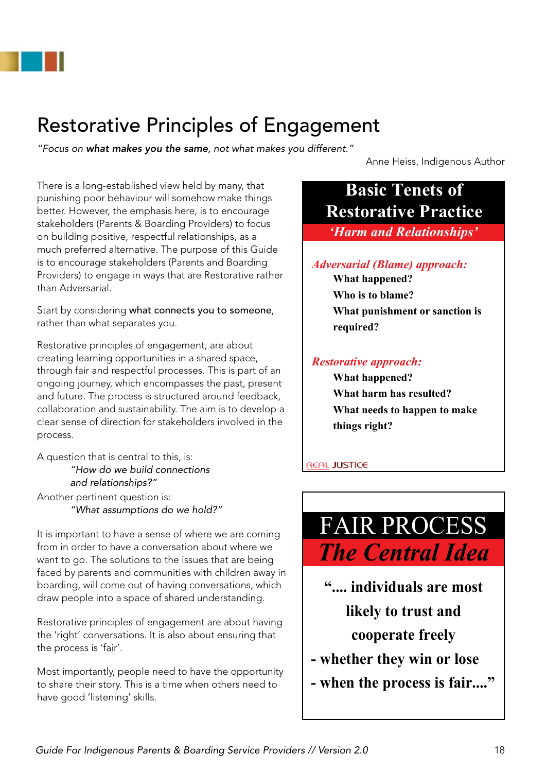# Restorative Principles of Engagement

*"Focus on **what makes you the same**, not what makes you different."*

Anne Heiss, Indigenous Author

There is a long-established view held by many, that punishing poor behaviour will somehow make things better. However, the emphasis here, is to encourage stakeholders (Parents & Boarding Providers) to focus on building positive, respectful relationships, as a much preferred alternative. The purpose of this Guide is to encourage stakeholders (Parents and Boarding Providers) to engage in ways that are Restorative rather than Adversarial.

Start by considering what connects you to someone, rather than what separates you.

Restorative principles of engagement, are about creating learning opportunities in a shared space, through fair and respectful processes. This is part of an ongoing journey, which encompasses the past, present and future. The process is structured around feedback, collaboration and sustainability. The aim is to develop a clear sense of direction for stakeholders involved in the process.

A question that is central to this, is:

> *"How do we build connections and relationships?"*

Another pertinent question is:

> *"What assumptions do we hold?"*

It is important to have a sense of where we are coming from in order to have a conversation about where we want to go. The solutions to the issues that are being faced by parents and communities with children away in boarding, will come out of having conversations, which draw people into a space of shared understanding.

Restorative principles of engagement are about having the 'right' conversations. It is also about ensuring that the process is 'fair'.

Most importantly, people need to have the opportunity to share their story. This is a time when others need to have good 'listening' skills.

## Basic Tenets of Restorative Practice

***'Harm and Relationships'***

***Adversarial (Blame) approach:***

**What happened?**
**Who is to blame?**
**What punishment or sanction is required?**

***Restorative approach:***

**What happened?**
**What harm has resulted?**
**What needs to happen to make things right?**

REAL JUSTICE

## FAIR PROCESS

***The Central Idea***

**".... individuals are most likely to trust and cooperate freely**
**- whether they win or lose**
**- when the process is fair...."**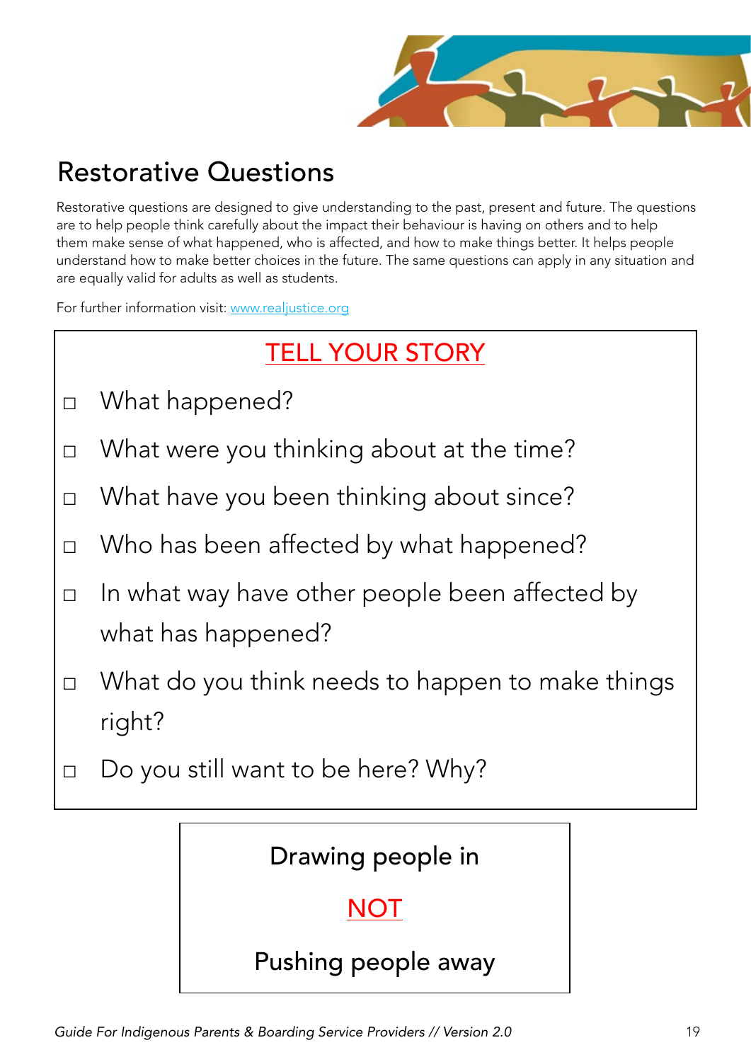## Restorative Questions

Restorative questions are designed to give understanding to the past, present and future. The questions are to help people think carefully about the impact their behaviour is having on others and to help them make sense of what happened, who is affected, and how to make things better. It helps people understand how to make better choices in the future. The same questions can apply in any situation and are equally valid for adults as well as students.

For further information visit: [www.realjustice.org](http://www.realjustice.org)

### TELL YOUR STORY

- ☐ What happened?
- ☐ What were you thinking about at the time?
- ☐ What have you been thinking about since?
- ☐ Who has been affected by what happened?
- ☐ In what way have other people been affected by what has happened?
- ☐ What do you think needs to happen to make things right?
- ☐ Do you still want to be here? Why?

Drawing people in

NOT

Pushing people away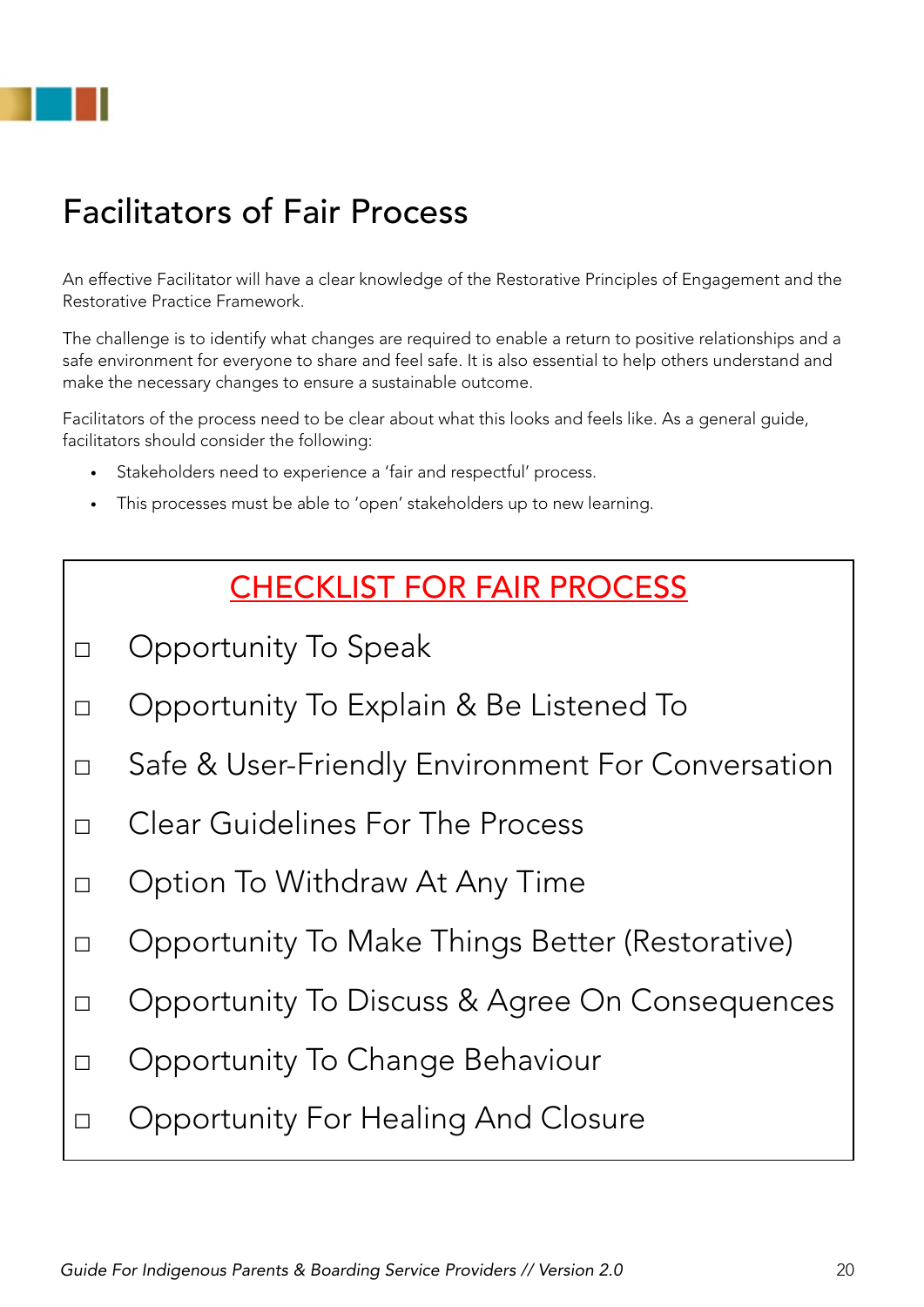# Facilitators of Fair Process

An effective Facilitator will have a clear knowledge of the Restorative Principles of Engagement and the Restorative Practice Framework.

The challenge is to identify what changes are required to enable a return to positive relationships and a safe environment for everyone to share and feel safe. It is also essential to help others understand and make the necessary changes to ensure a sustainable outcome.

Facilitators of the process need to be clear about what this looks and feels like. As a general guide, facilitators should consider the following:

- Stakeholders need to experience a 'fair and respectful' process.
- This processes must be able to 'open' stakeholders up to new learning.

## CHECKLIST FOR FAIR PROCESS

- ☐ Opportunity To Speak
- ☐ Opportunity To Explain & Be Listened To
- ☐ Safe & User-Friendly Environment For Conversation
- ☐ Clear Guidelines For The Process
- ☐ Option To Withdraw At Any Time
- ☐ Opportunity To Make Things Better (Restorative)
- ☐ Opportunity To Discuss & Agree On Consequences
- ☐ Opportunity To Change Behaviour
- ☐ Opportunity For Healing And Closure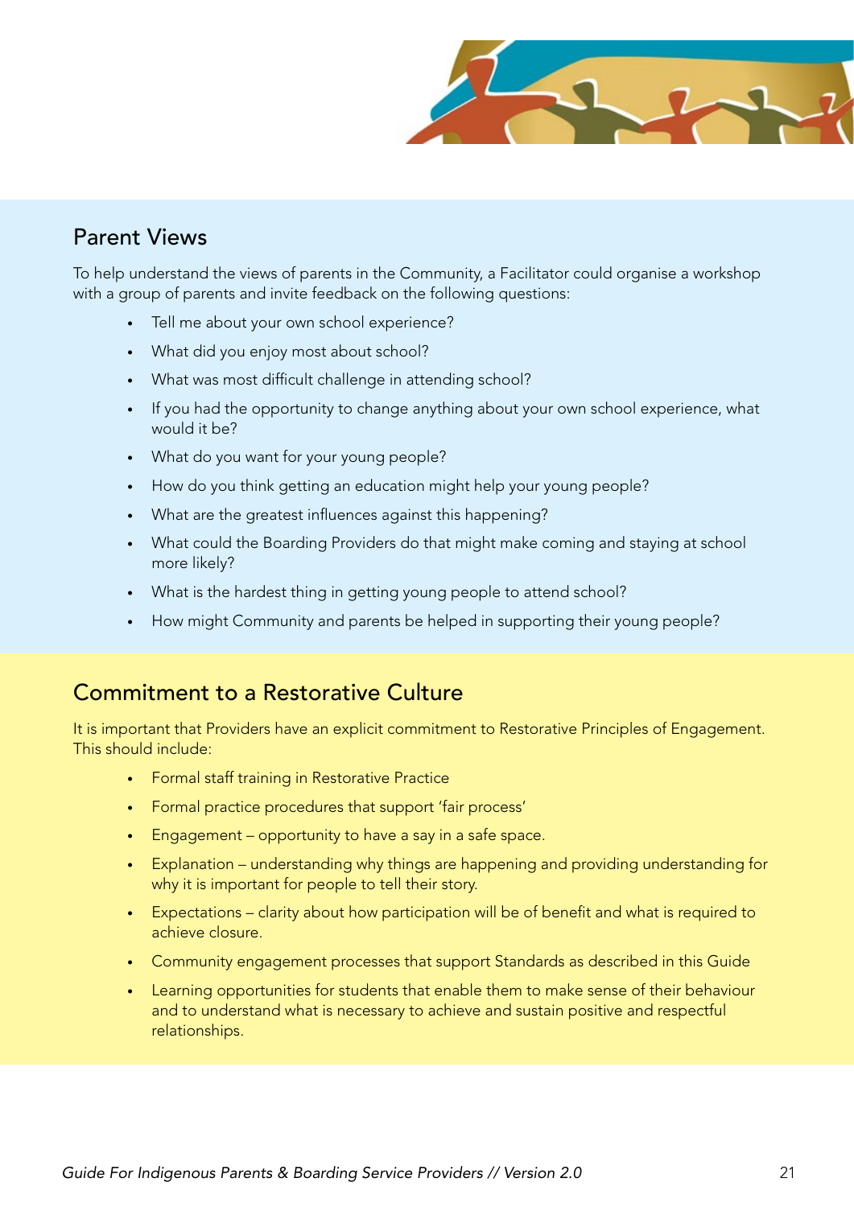## Parent Views

To help understand the views of parents in the Community, a Facilitator could organise a workshop with a group of parents and invite feedback on the following questions:

- Tell me about your own school experience?
- What did you enjoy most about school?
- What was most difficult challenge in attending school?
- If you had the opportunity to change anything about your own school experience, what would it be?
- What do you want for your young people?
- How do you think getting an education might help your young people?
- What are the greatest influences against this happening?
- What could the Boarding Providers do that might make coming and staying at school more likely?
- What is the hardest thing in getting young people to attend school?
- How might Community and parents be helped in supporting their young people?

## Commitment to a Restorative Culture

It is important that Providers have an explicit commitment to Restorative Principles of Engagement. This should include:

- Formal staff training in Restorative Practice
- Formal practice procedures that support 'fair process'
- Engagement – opportunity to have a say in a safe space.
- Explanation – understanding why things are happening and providing understanding for why it is important for people to tell their story.
- Expectations – clarity about how participation will be of benefit and what is required to achieve closure.
- Community engagement processes that support Standards as described in this Guide
- Learning opportunities for students that enable them to make sense of their behaviour and to understand what is necessary to achieve and sustain positive and respectful relationships.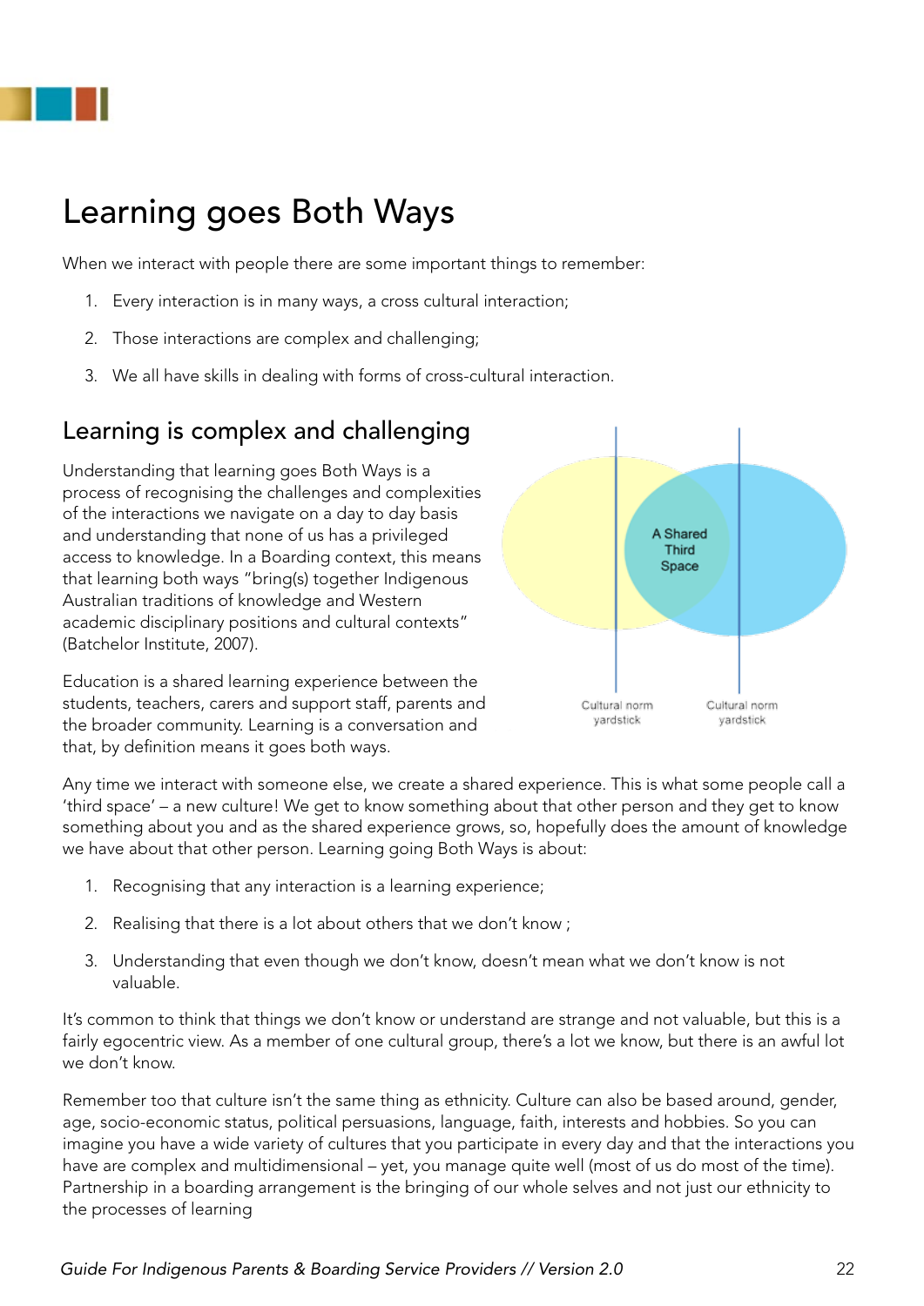# Learning goes Both Ways

When we interact with people there are some important things to remember:

1. Every interaction is in many ways, a cross cultural interaction;
2. Those interactions are complex and challenging;
3. We all have skills in dealing with forms of cross-cultural interaction.

## Learning is complex and challenging

Understanding that learning goes Both Ways is a process of recognising the challenges and complexities of the interactions we navigate on a day to day basis and understanding that none of us has a privileged access to knowledge. In a Boarding context, this means that learning both ways "bring(s) together Indigenous Australian traditions of knowledge and Western academic disciplinary positions and cultural contexts" (Batchelor Institute, 2007).

Education is a shared learning experience between the students, teachers, carers and support staff, parents and the broader community. Learning is a conversation and that, by definition means it goes both ways.

A Shared Third Space

Cultural norm yardstick

Cultural norm yardstick

Any time we interact with someone else, we create a shared experience. This is what some people call a 'third space' – a new culture! We get to know something about that other person and they get to know something about you and as the shared experience grows, so, hopefully does the amount of knowledge we have about that other person. Learning going Both Ways is about:

1. Recognising that any interaction is a learning experience;
2. Realising that there is a lot about others that we don't know ;
3. Understanding that even though we don't know, doesn't mean what we don't know is not valuable.

It's common to think that things we don't know or understand are strange and not valuable, but this is a fairly egocentric view. As a member of one cultural group, there's a lot we know, but there is an awful lot we don't know.

Remember too that culture isn't the same thing as ethnicity. Culture can also be based around, gender, age, socio-economic status, political persuasions, language, faith, interests and hobbies. So you can imagine you have a wide variety of cultures that you participate in every day and that the interactions you have are complex and multidimensional – yet, you manage quite well (most of us do most of the time). Partnership in a boarding arrangement is the bringing of our whole selves and not just our ethnicity to the processes of learning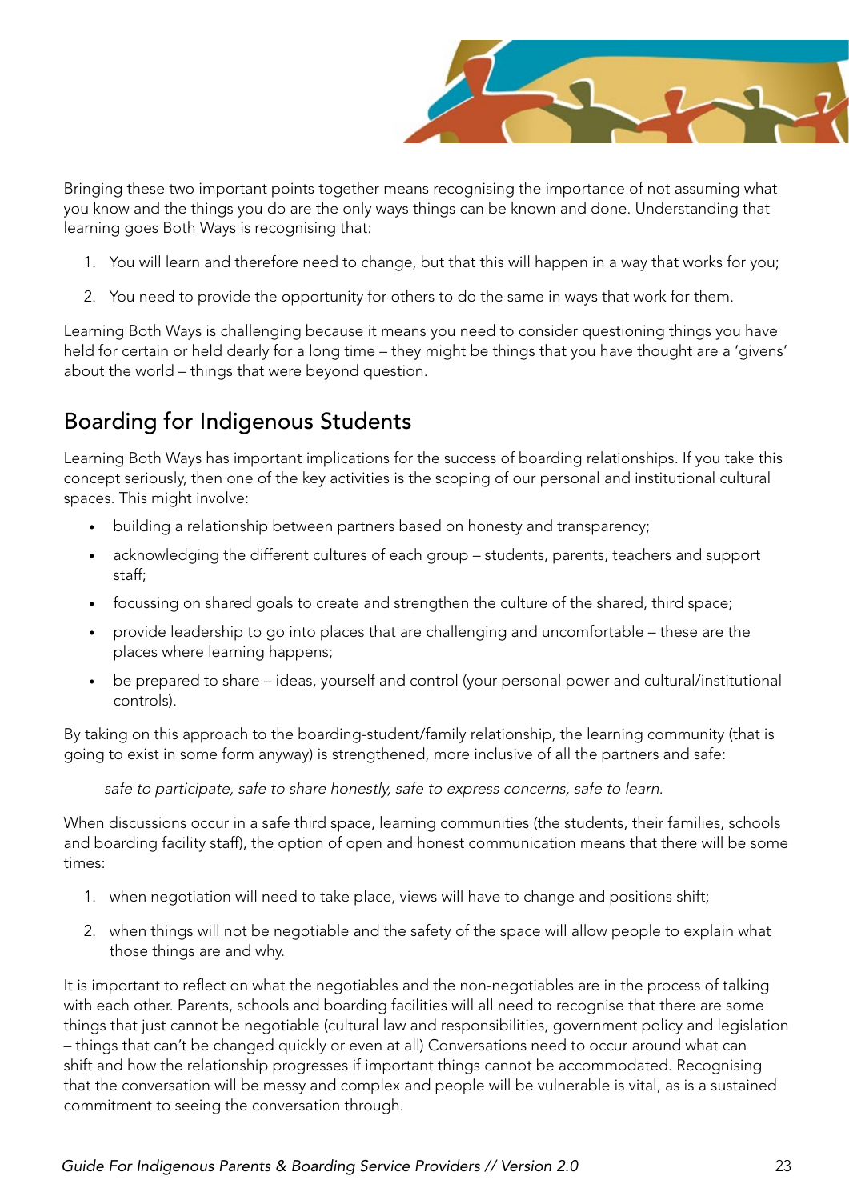Bringing these two important points together means recognising the importance of not assuming what you know and the things you do are the only ways things can be known and done. Understanding that learning goes Both Ways is recognising that:

1. You will learn and therefore need to change, but that this will happen in a way that works for you;
2. You need to provide the opportunity for others to do the same in ways that work for them.

Learning Both Ways is challenging because it means you need to consider questioning things you have held for certain or held dearly for a long time – they might be things that you have thought are a 'givens' about the world – things that were beyond question.

## Boarding for Indigenous Students

Learning Both Ways has important implications for the success of boarding relationships. If you take this concept seriously, then one of the key activities is the scoping of our personal and institutional cultural spaces. This might involve:

- building a relationship between partners based on honesty and transparency;
- acknowledging the different cultures of each group – students, parents, teachers and support staff;
- focussing on shared goals to create and strengthen the culture of the shared, third space;
- provide leadership to go into places that are challenging and uncomfortable – these are the places where learning happens;
- be prepared to share – ideas, yourself and control (your personal power and cultural/institutional controls).

By taking on this approach to the boarding-student/family relationship, the learning community (that is going to exist in some form anyway) is strengthened, more inclusive of all the partners and safe:

*safe to participate, safe to share honestly, safe to express concerns, safe to learn.*

When discussions occur in a safe third space, learning communities (the students, their families, schools and boarding facility staff), the option of open and honest communication means that there will be some times:

1. when negotiation will need to take place, views will have to change and positions shift;
2. when things will not be negotiable and the safety of the space will allow people to explain what those things are and why.

It is important to reflect on what the negotiables and the non-negotiables are in the process of talking with each other. Parents, schools and boarding facilities will all need to recognise that there are some things that just cannot be negotiable (cultural law and responsibilities, government policy and legislation – things that can't be changed quickly or even at all) Conversations need to occur around what can shift and how the relationship progresses if important things cannot be accommodated. Recognising that the conversation will be messy and complex and people will be vulnerable is vital, as is a sustained commitment to seeing the conversation through.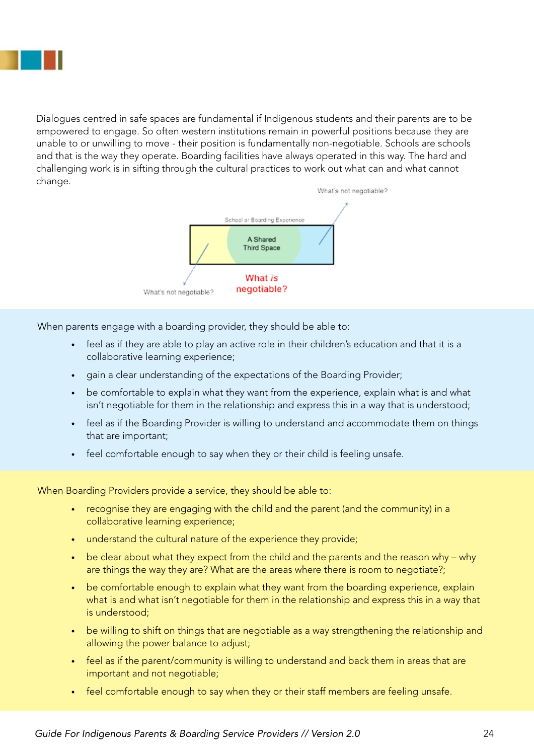Dialogues centred in safe spaces are fundamental if Indigenous students and their parents are to be empowered to engage. So often western institutions remain in powerful positions because they are unable to or unwilling to move - their position is fundamentally non-negotiable. Schools are schools and that is the way they operate. Boarding facilities have always operated in this way. The hard and challenging work is in sifting through the cultural practices to work out what can and what cannot change.

What's not negotiable?

School or Boarding Experience

A Shared Third Space

What's not negotiable?

What *is* negotiable?

When parents engage with a boarding provider, they should be able to:

- feel as if they are able to play an active role in their children's education and that it is a collaborative learning experience;
- gain a clear understanding of the expectations of the Boarding Provider;
- be comfortable to explain what they want from the experience, explain what is and what isn't negotiable for them in the relationship and express this in a way that is understood;
- feel as if the Boarding Provider is willing to understand and accommodate them on things that are important;
- feel comfortable enough to say when they or their child is feeling unsafe.

When Boarding Providers provide a service, they should be able to:

- recognise they are engaging with the child and the parent (and the community) in a collaborative learning experience;
- understand the cultural nature of the experience they provide;
- be clear about what they expect from the child and the parents and the reason why – why are things the way they are? What are the areas where there is room to negotiate?;
- be comfortable enough to explain what they want from the boarding experience, explain what is and what isn't negotiable for them in the relationship and express this in a way that is understood;
- be willing to shift on things that are negotiable as a way strengthening the relationship and allowing the power balance to adjust;
- feel as if the parent/community is willing to understand and back them in areas that are important and not negotiable;
- feel comfortable enough to say when they or their staff members are feeling unsafe.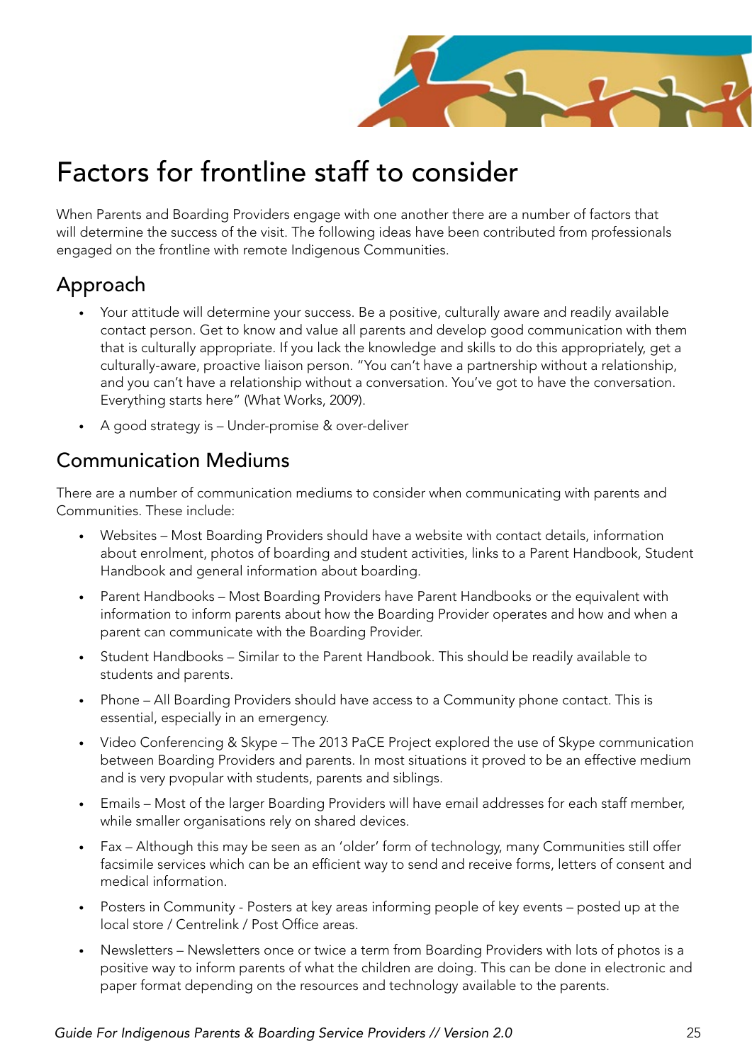# Factors for frontline staff to consider

When Parents and Boarding Providers engage with one another there are a number of factors that will determine the success of the visit. The following ideas have been contributed from professionals engaged on the frontline with remote Indigenous Communities.

## Approach

- Your attitude will determine your success. Be a positive, culturally aware and readily available contact person. Get to know and value all parents and develop good communication with them that is culturally appropriate. If you lack the knowledge and skills to do this appropriately, get a culturally-aware, proactive liaison person. "You can't have a partnership without a relationship, and you can't have a relationship without a conversation. You've got to have the conversation. Everything starts here" (What Works, 2009).
- A good strategy is – Under-promise & over-deliver

## Communication Mediums

There are a number of communication mediums to consider when communicating with parents and Communities. These include:

- Websites – Most Boarding Providers should have a website with contact details, information about enrolment, photos of boarding and student activities, links to a Parent Handbook, Student Handbook and general information about boarding.
- Parent Handbooks – Most Boarding Providers have Parent Handbooks or the equivalent with information to inform parents about how the Boarding Provider operates and how and when a parent can communicate with the Boarding Provider.
- Student Handbooks – Similar to the Parent Handbook. This should be readily available to students and parents.
- Phone – All Boarding Providers should have access to a Community phone contact. This is essential, especially in an emergency.
- Video Conferencing & Skype – The 2013 PaCE Project explored the use of Skype communication between Boarding Providers and parents. In most situations it proved to be an effective medium and is very pvopular with students, parents and siblings.
- Emails – Most of the larger Boarding Providers will have email addresses for each staff member, while smaller organisations rely on shared devices.
- Fax – Although this may be seen as an 'older' form of technology, many Communities still offer facsimile services which can be an efficient way to send and receive forms, letters of consent and medical information.
- Posters in Community - Posters at key areas informing people of key events – posted up at the local store / Centrelink / Post Office areas.
- Newsletters – Newsletters once or twice a term from Boarding Providers with lots of photos is a positive way to inform parents of what the children are doing. This can be done in electronic and paper format depending on the resources and technology available to the parents.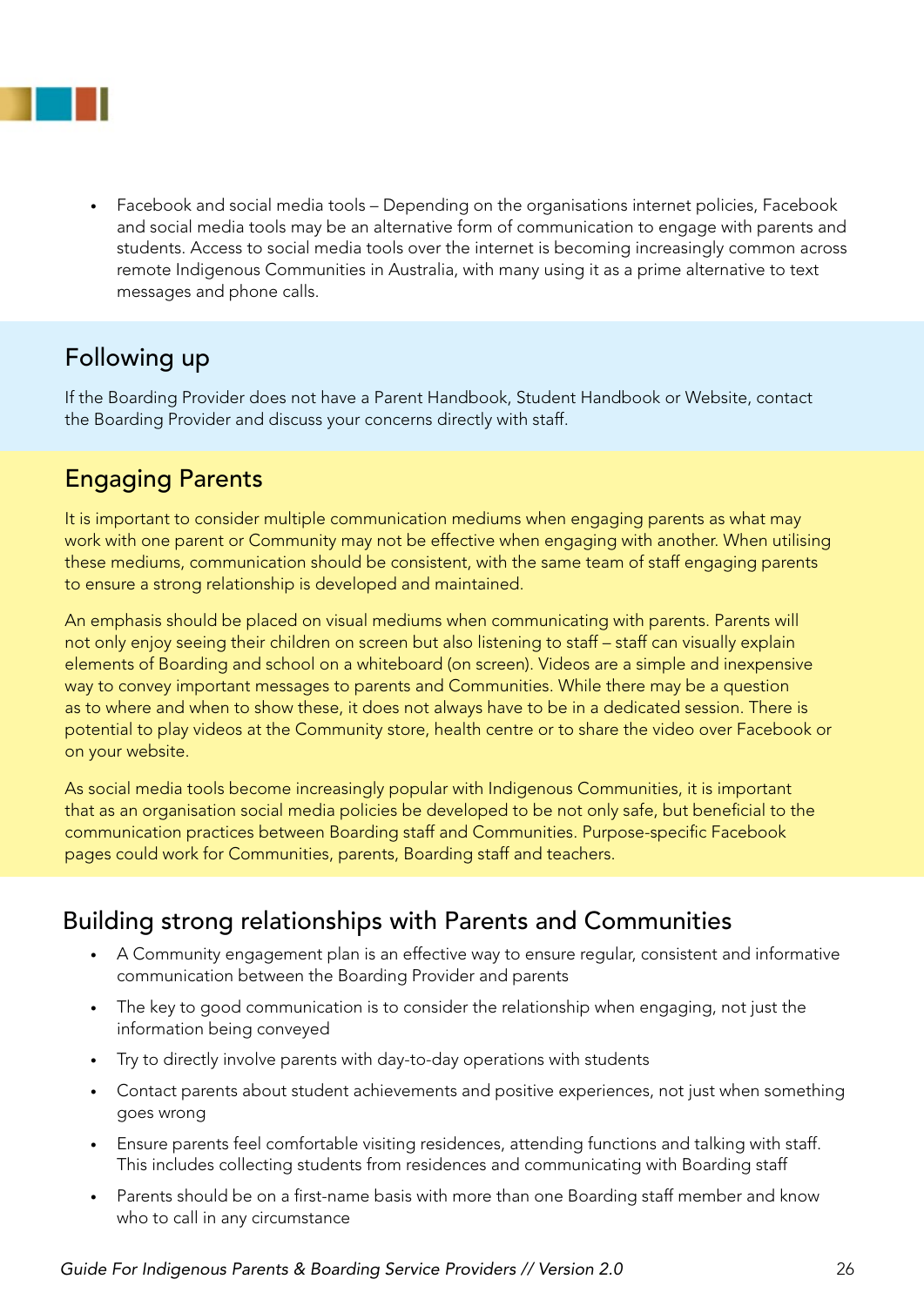- Facebook and social media tools – Depending on the organisations internet policies, Facebook and social media tools may be an alternative form of communication to engage with parents and students. Access to social media tools over the internet is becoming increasingly common across remote Indigenous Communities in Australia, with many using it as a prime alternative to text messages and phone calls.

## Following up

If the Boarding Provider does not have a Parent Handbook, Student Handbook or Website, contact the Boarding Provider and discuss your concerns directly with staff.

## Engaging Parents

It is important to consider multiple communication mediums when engaging parents as what may work with one parent or Community may not be effective when engaging with another. When utilising these mediums, communication should be consistent, with the same team of staff engaging parents to ensure a strong relationship is developed and maintained.

An emphasis should be placed on visual mediums when communicating with parents. Parents will not only enjoy seeing their children on screen but also listening to staff – staff can visually explain elements of Boarding and school on a whiteboard (on screen). Videos are a simple and inexpensive way to convey important messages to parents and Communities. While there may be a question as to where and when to show these, it does not always have to be in a dedicated session. There is potential to play videos at the Community store, health centre or to share the video over Facebook or on your website.

As social media tools become increasingly popular with Indigenous Communities, it is important that as an organisation social media policies be developed to be not only safe, but beneficial to the communication practices between Boarding staff and Communities. Purpose-specific Facebook pages could work for Communities, parents, Boarding staff and teachers.

## Building strong relationships with Parents and Communities

- A Community engagement plan is an effective way to ensure regular, consistent and informative communication between the Boarding Provider and parents
- The key to good communication is to consider the relationship when engaging, not just the information being conveyed
- Try to directly involve parents with day-to-day operations with students
- Contact parents about student achievements and positive experiences, not just when something goes wrong
- Ensure parents feel comfortable visiting residences, attending functions and talking with staff. This includes collecting students from residences and communicating with Boarding staff
- Parents should be on a first-name basis with more than one Boarding staff member and know who to call in any circumstance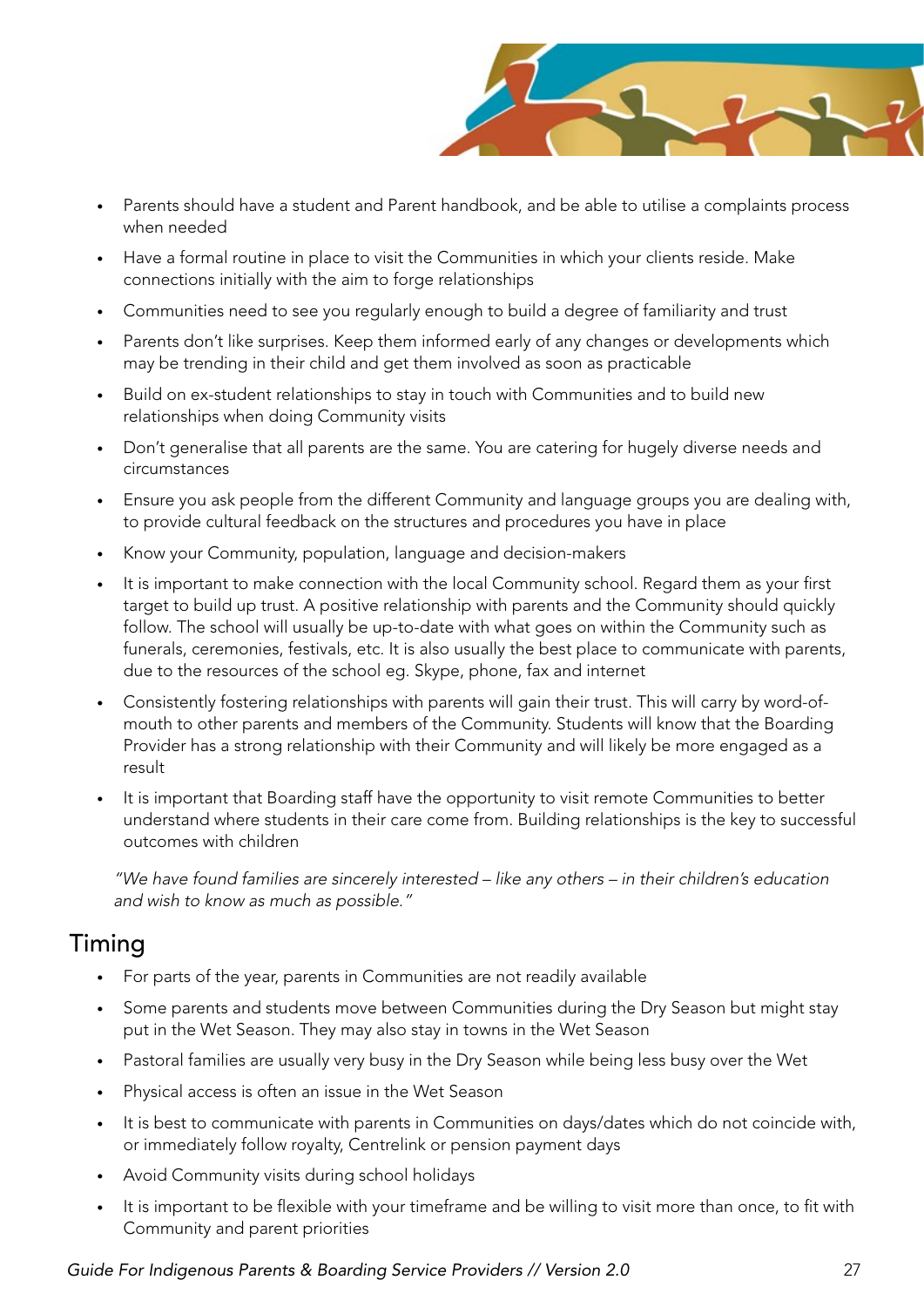- Parents should have a student and Parent handbook, and be able to utilise a complaints process when needed
- Have a formal routine in place to visit the Communities in which your clients reside. Make connections initially with the aim to forge relationships
- Communities need to see you regularly enough to build a degree of familiarity and trust
- Parents don't like surprises. Keep them informed early of any changes or developments which may be trending in their child and get them involved as soon as practicable
- Build on ex-student relationships to stay in touch with Communities and to build new relationships when doing Community visits
- Don't generalise that all parents are the same. You are catering for hugely diverse needs and circumstances
- Ensure you ask people from the different Community and language groups you are dealing with, to provide cultural feedback on the structures and procedures you have in place
- Know your Community, population, language and decision-makers
- It is important to make connection with the local Community school. Regard them as your first target to build up trust. A positive relationship with parents and the Community should quickly follow. The school will usually be up-to-date with what goes on within the Community such as funerals, ceremonies, festivals, etc. It is also usually the best place to communicate with parents, due to the resources of the school eg. Skype, phone, fax and internet
- Consistently fostering relationships with parents will gain their trust. This will carry by word-of-mouth to other parents and members of the Community. Students will know that the Boarding Provider has a strong relationship with their Community and will likely be more engaged as a result
- It is important that Boarding staff have the opportunity to visit remote Communities to better understand where students in their care come from. Building relationships is the key to successful outcomes with children

*"We have found families are sincerely interested – like any others – in their children's education and wish to know as much as possible."*

## Timing

- For parts of the year, parents in Communities are not readily available
- Some parents and students move between Communities during the Dry Season but might stay put in the Wet Season. They may also stay in towns in the Wet Season
- Pastoral families are usually very busy in the Dry Season while being less busy over the Wet
- Physical access is often an issue in the Wet Season
- It is best to communicate with parents in Communities on days/dates which do not coincide with, or immediately follow royalty, Centrelink or pension payment days
- Avoid Community visits during school holidays
- It is important to be flexible with your timeframe and be willing to visit more than once, to fit with Community and parent priorities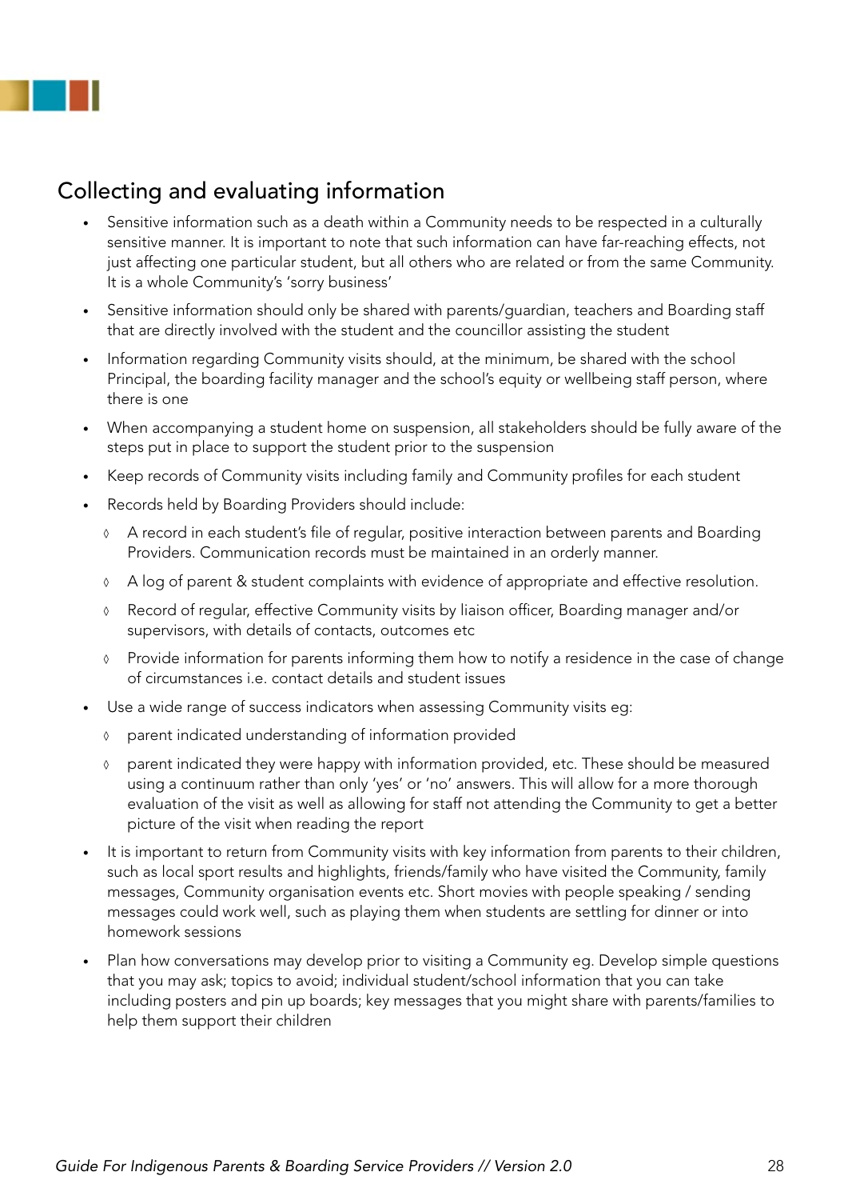## Collecting and evaluating information

- Sensitive information such as a death within a Community needs to be respected in a culturally sensitive manner. It is important to note that such information can have far-reaching effects, not just affecting one particular student, but all others who are related or from the same Community. It is a whole Community's 'sorry business'
- Sensitive information should only be shared with parents/guardian, teachers and Boarding staff that are directly involved with the student and the councillor assisting the student
- Information regarding Community visits should, at the minimum, be shared with the school Principal, the boarding facility manager and the school's equity or wellbeing staff person, where there is one
- When accompanying a student home on suspension, all stakeholders should be fully aware of the steps put in place to support the student prior to the suspension
- Keep records of Community visits including family and Community profiles for each student
- Records held by Boarding Providers should include:
    - A record in each student's file of regular, positive interaction between parents and Boarding Providers. Communication records must be maintained in an orderly manner.
    - A log of parent & student complaints with evidence of appropriate and effective resolution.
    - Record of regular, effective Community visits by liaison officer, Boarding manager and/or supervisors, with details of contacts, outcomes etc
    - Provide information for parents informing them how to notify a residence in the case of change of circumstances i.e. contact details and student issues
- Use a wide range of success indicators when assessing Community visits eg:
    - parent indicated understanding of information provided
    - parent indicated they were happy with information provided, etc. These should be measured using a continuum rather than only 'yes' or 'no' answers. This will allow for a more thorough evaluation of the visit as well as allowing for staff not attending the Community to get a better picture of the visit when reading the report
- It is important to return from Community visits with key information from parents to their children, such as local sport results and highlights, friends/family who have visited the Community, family messages, Community organisation events etc. Short movies with people speaking / sending messages could work well, such as playing them when students are settling for dinner or into homework sessions
- Plan how conversations may develop prior to visiting a Community eg. Develop simple questions that you may ask; topics to avoid; individual student/school information that you can take including posters and pin up boards; key messages that you might share with parents/families to help them support their children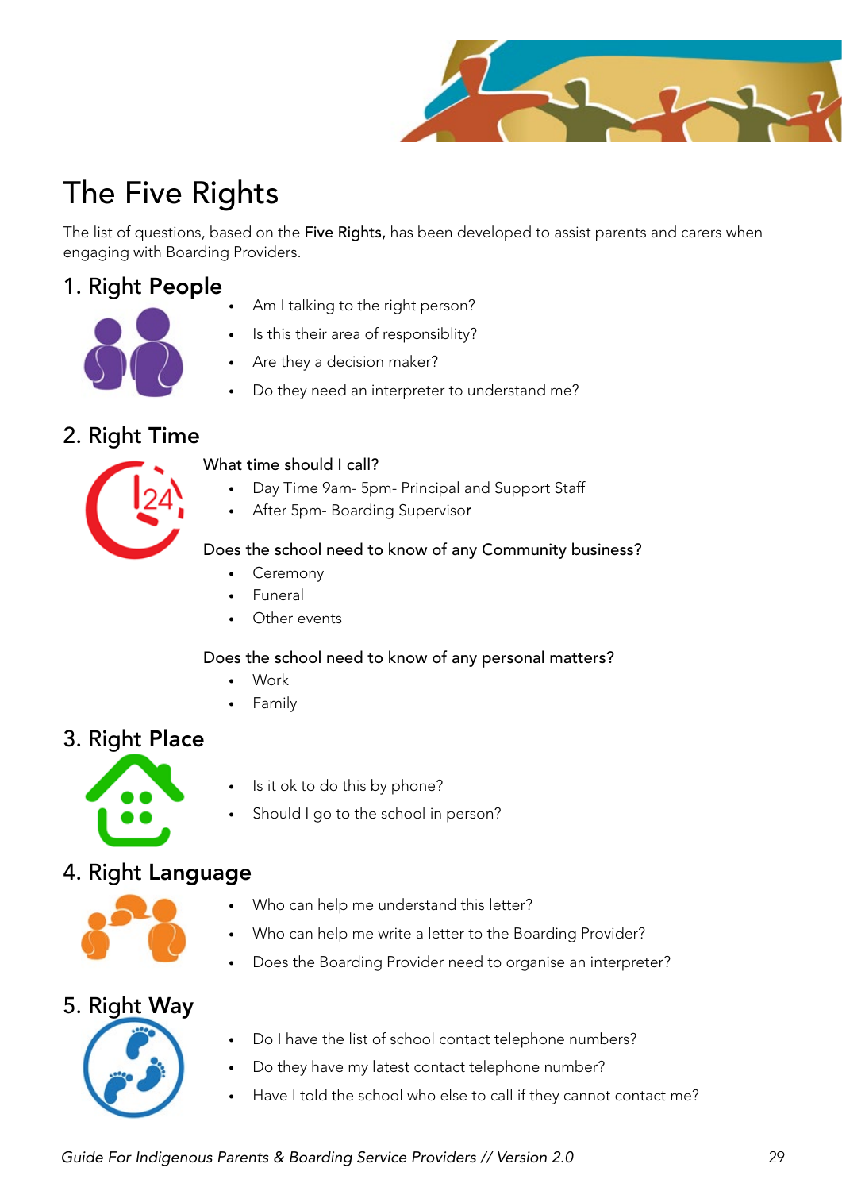# The Five Rights

The list of questions, based on the **Five Rights,** has been developed to assist parents and carers when engaging with Boarding Providers.

## 1. Right **People**

- Am I talking to the right person?
- Is this their area of responsiblity?
- Are they a decision maker?
- Do they need an interpreter to understand me?

## 2. Right **Time**

What time should I call?

- Day Time 9am- 5pm- Principal and Support Staff
- After 5pm- Boarding Supervisor

Does the school need to know of any Community business?

- Ceremony
- Funeral
- Other events

Does the school need to know of any personal matters?

- Work
- Family

## 3. Right **Place**

- Is it ok to do this by phone?
- Should I go to the school in person?

## 4. Right **Language**

- Who can help me understand this letter?
- Who can help me write a letter to the Boarding Provider?
- Does the Boarding Provider need to organise an interpreter?

## 5. Right **Way**

- Do I have the list of school contact telephone numbers?
- Do they have my latest contact telephone number?
- Have I told the school who else to call if they cannot contact me?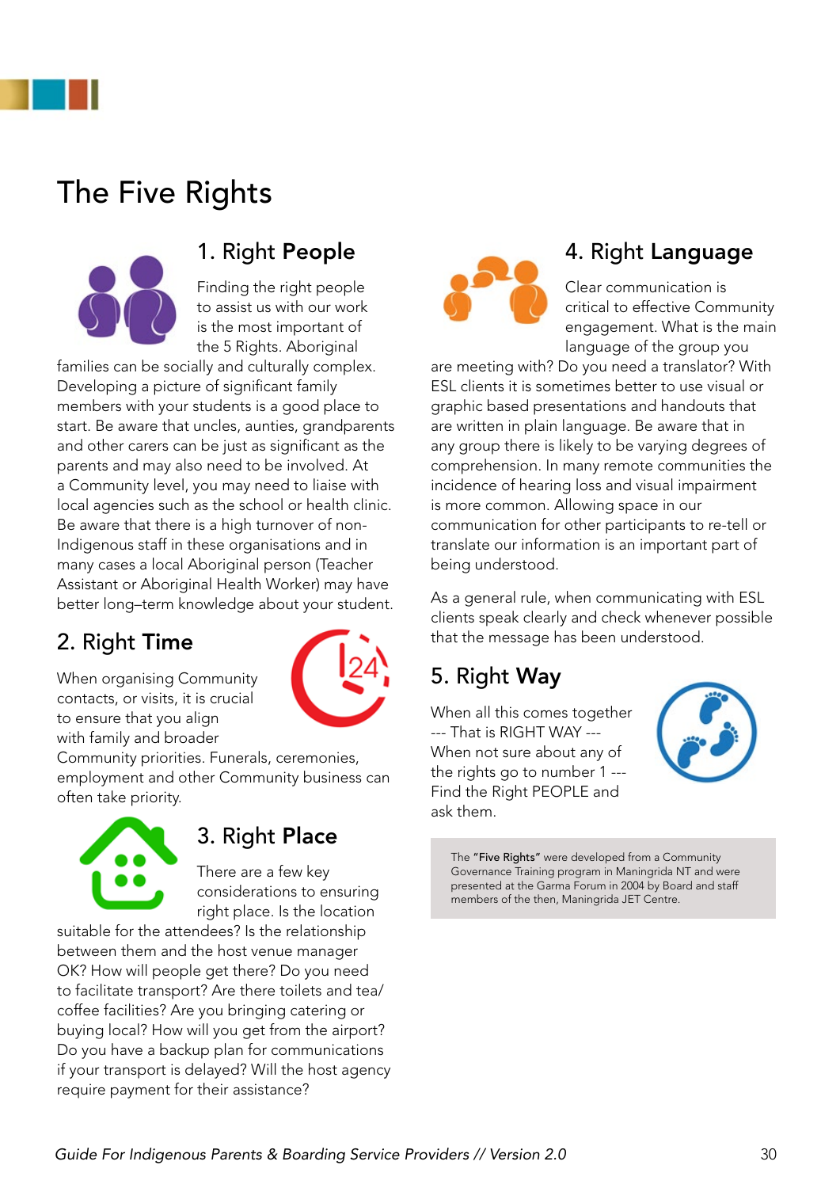# The Five Rights

## 1. Right **People**

Finding the right people to assist us with our work is the most important of the 5 Rights. Aboriginal families can be socially and culturally complex. Developing a picture of significant family members with your students is a good place to start. Be aware that uncles, aunties, grandparents and other carers can be just as significant as the parents and may also need to be involved. At a Community level, you may need to liaise with local agencies such as the school or health clinic. Be aware that there is a high turnover of non-Indigenous staff in these organisations and in many cases a local Aboriginal person (Teacher Assistant or Aboriginal Health Worker) may have better long–term knowledge about your student.

## 2. Right **Time**

When organising Community contacts, or visits, it is crucial to ensure that you align with family and broader Community priorities. Funerals, ceremonies, employment and other Community business can often take priority.

## 3. Right **Place**

There are a few key considerations to ensuring right place. Is the location suitable for the attendees? Is the relationship between them and the host venue manager OK? How will people get there? Do you need to facilitate transport? Are there toilets and tea/coffee facilities? Are you bringing catering or buying local? How will you get from the airport? Do you have a backup plan for communications if your transport is delayed? Will the host agency require payment for their assistance?

## 4. Right **Language**

Clear communication is critical to effective Community engagement. What is the main language of the group you are meeting with? Do you need a translator? With ESL clients it is sometimes better to use visual or graphic based presentations and handouts that are written in plain language. Be aware that in any group there is likely to be varying degrees of comprehension. In many remote communities the incidence of hearing loss and visual impairment is more common. Allowing space in our communication for other participants to re-tell or translate our information is an important part of being understood.

As a general rule, when communicating with ESL clients speak clearly and check whenever possible that the message has been understood.

## 5. Right **Way**

When all this comes together --- That is RIGHT WAY --- When not sure about any of the rights go to number 1 --- Find the Right PEOPLE and ask them.

The **"Five Rights"** were developed from a Community Governance Training program in Maningrida NT and were presented at the Garma Forum in 2004 by Board and staff members of the then, Maningrida JET Centre.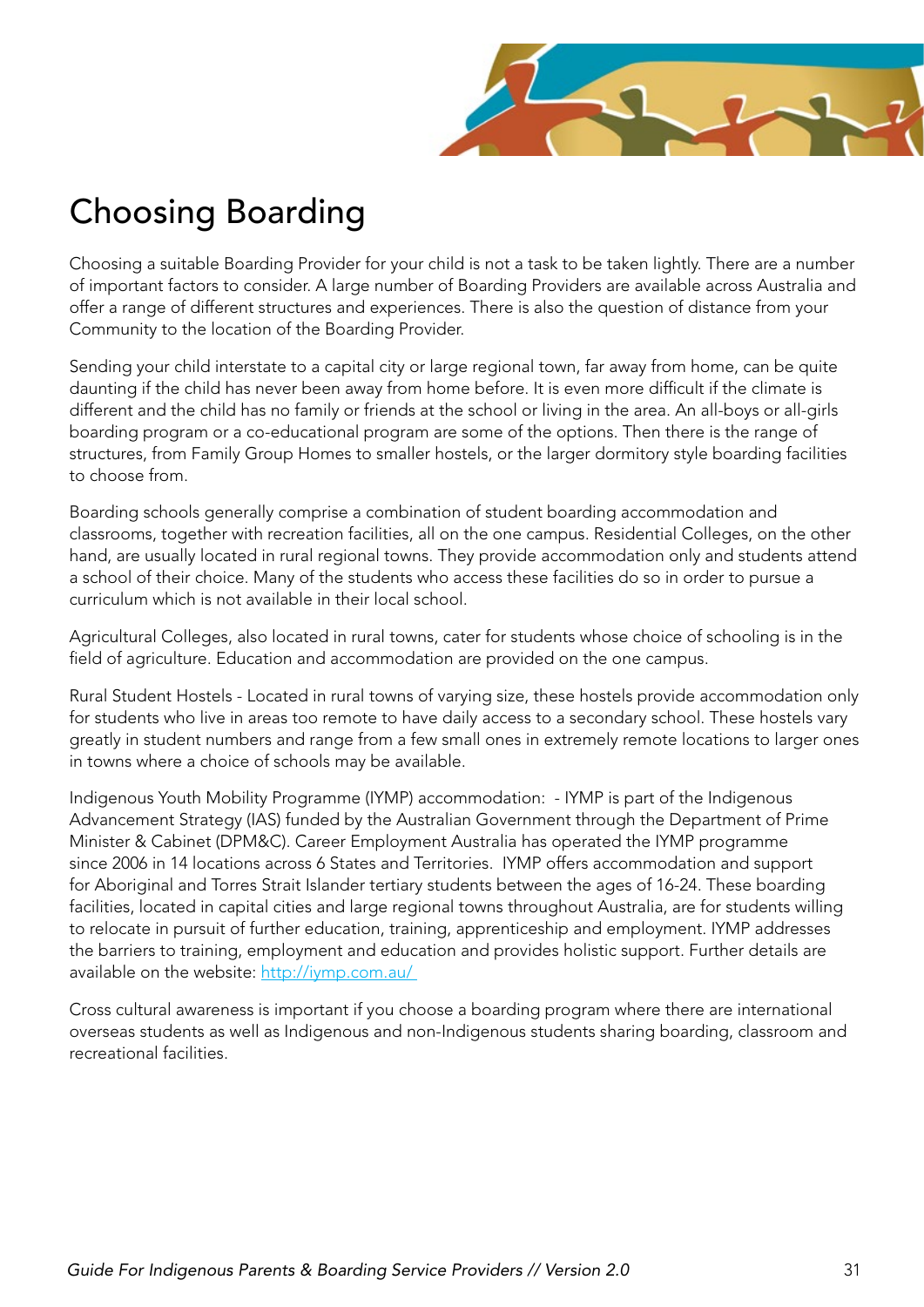# Choosing Boarding

Choosing a suitable Boarding Provider for your child is not a task to be taken lightly. There are a number of important factors to consider. A large number of Boarding Providers are available across Australia and offer a range of different structures and experiences. There is also the question of distance from your Community to the location of the Boarding Provider.

Sending your child interstate to a capital city or large regional town, far away from home, can be quite daunting if the child has never been away from home before. It is even more difficult if the climate is different and the child has no family or friends at the school or living in the area. An all-boys or all-girls boarding program or a co-educational program are some of the options. Then there is the range of structures, from Family Group Homes to smaller hostels, or the larger dormitory style boarding facilities to choose from.

Boarding schools generally comprise a combination of student boarding accommodation and classrooms, together with recreation facilities, all on the one campus. Residential Colleges, on the other hand, are usually located in rural regional towns. They provide accommodation only and students attend a school of their choice. Many of the students who access these facilities do so in order to pursue a curriculum which is not available in their local school.

Agricultural Colleges, also located in rural towns, cater for students whose choice of schooling is in the field of agriculture. Education and accommodation are provided on the one campus.

Rural Student Hostels - Located in rural towns of varying size, these hostels provide accommodation only for students who live in areas too remote to have daily access to a secondary school. These hostels vary greatly in student numbers and range from a few small ones in extremely remote locations to larger ones in towns where a choice of schools may be available.

Indigenous Youth Mobility Programme (IYMP) accommodation: - IYMP is part of the Indigenous Advancement Strategy (IAS) funded by the Australian Government through the Department of Prime Minister & Cabinet (DPM&C). Career Employment Australia has operated the IYMP programme since 2006 in 14 locations across 6 States and Territories. IYMP offers accommodation and support for Aboriginal and Torres Strait Islander tertiary students between the ages of 16-24. These boarding facilities, located in capital cities and large regional towns throughout Australia, are for students willing to relocate in pursuit of further education, training, apprenticeship and employment. IYMP addresses the barriers to training, employment and education and provides holistic support. Further details are available on the website: http://iymp.com.au/

Cross cultural awareness is important if you choose a boarding program where there are international overseas students as well as Indigenous and non-Indigenous students sharing boarding, classroom and recreational facilities.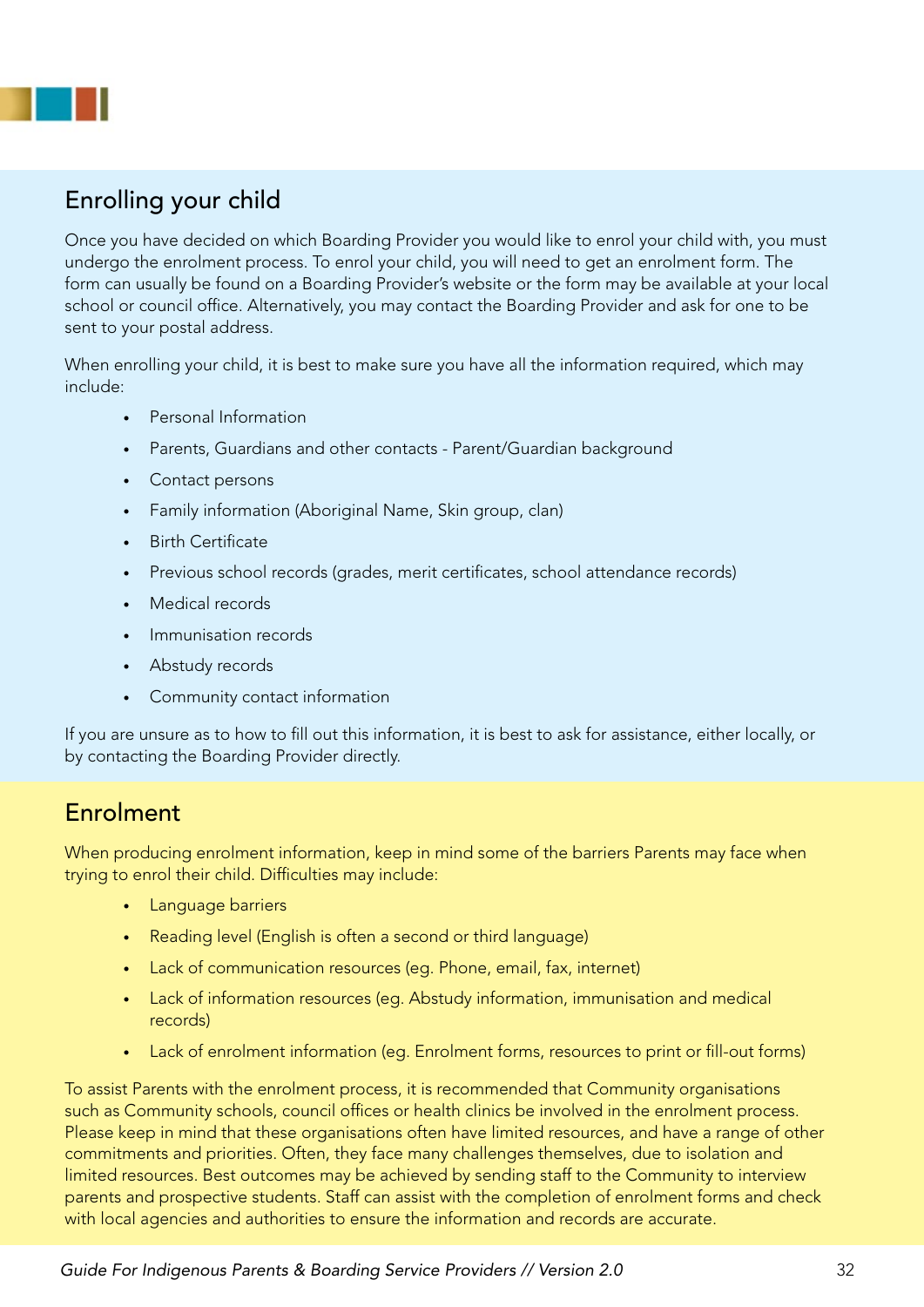## Enrolling your child

Once you have decided on which Boarding Provider you would like to enrol your child with, you must undergo the enrolment process. To enrol your child, you will need to get an enrolment form. The form can usually be found on a Boarding Provider's website or the form may be available at your local school or council office. Alternatively, you may contact the Boarding Provider and ask for one to be sent to your postal address.

When enrolling your child, it is best to make sure you have all the information required, which may include:

- Personal Information
- Parents, Guardians and other contacts - Parent/Guardian background
- Contact persons
- Family information (Aboriginal Name, Skin group, clan)
- Birth Certificate
- Previous school records (grades, merit certificates, school attendance records)
- Medical records
- Immunisation records
- Abstudy records
- Community contact information

If you are unsure as to how to fill out this information, it is best to ask for assistance, either locally, or by contacting the Boarding Provider directly.

## Enrolment

When producing enrolment information, keep in mind some of the barriers Parents may face when trying to enrol their child. Difficulties may include:

- Language barriers
- Reading level (English is often a second or third language)
- Lack of communication resources (eg. Phone, email, fax, internet)
- Lack of information resources (eg. Abstudy information, immunisation and medical records)
- Lack of enrolment information (eg. Enrolment forms, resources to print or fill-out forms)

To assist Parents with the enrolment process, it is recommended that Community organisations such as Community schools, council offices or health clinics be involved in the enrolment process. Please keep in mind that these organisations often have limited resources, and have a range of other commitments and priorities. Often, they face many challenges themselves, due to isolation and limited resources. Best outcomes may be achieved by sending staff to the Community to interview parents and prospective students. Staff can assist with the completion of enrolment forms and check with local agencies and authorities to ensure the information and records are accurate.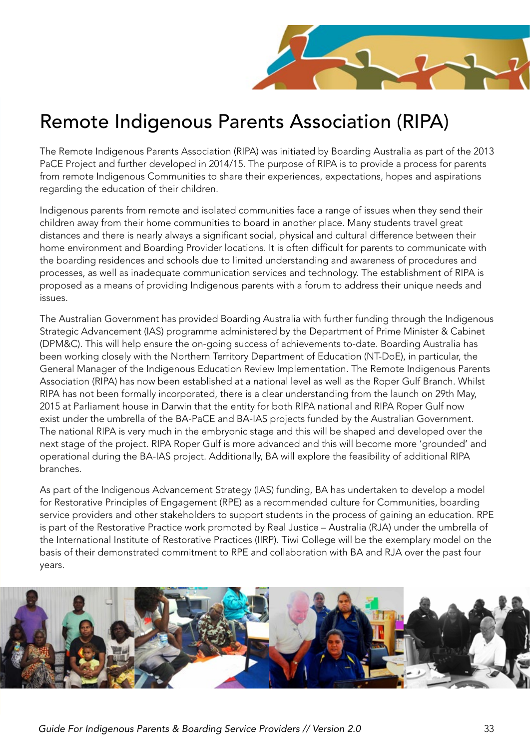# Remote Indigenous Parents Association (RIPA)

The Remote Indigenous Parents Association (RIPA) was initiated by Boarding Australia as part of the 2013 PaCE Project and further developed in 2014/15. The purpose of RIPA is to provide a process for parents from remote Indigenous Communities to share their experiences, expectations, hopes and aspirations regarding the education of their children.

Indigenous parents from remote and isolated communities face a range of issues when they send their children away from their home communities to board in another place. Many students travel great distances and there is nearly always a significant social, physical and cultural difference between their home environment and Boarding Provider locations. It is often difficult for parents to communicate with the boarding residences and schools due to limited understanding and awareness of procedures and processes, as well as inadequate communication services and technology. The establishment of RIPA is proposed as a means of providing Indigenous parents with a forum to address their unique needs and issues.

The Australian Government has provided Boarding Australia with further funding through the Indigenous Strategic Advancement (IAS) programme administered by the Department of Prime Minister & Cabinet (DPM&C). This will help ensure the on-going success of achievements to-date. Boarding Australia has been working closely with the Northern Territory Department of Education (NT-DoE), in particular, the General Manager of the Indigenous Education Review Implementation. The Remote Indigenous Parents Association (RIPA) has now been established at a national level as well as the Roper Gulf Branch. Whilst RIPA has not been formally incorporated, there is a clear understanding from the launch on 29th May, 2015 at Parliament house in Darwin that the entity for both RIPA national and RIPA Roper Gulf now exist under the umbrella of the BA-PaCE and BA-IAS projects funded by the Australian Government. The national RIPA is very much in the embryonic stage and this will be shaped and developed over the next stage of the project. RIPA Roper Gulf is more advanced and this will become more 'grounded' and operational during the BA-IAS project. Additionally, BA will explore the feasibility of additional RIPA branches.

As part of the Indigenous Advancement Strategy (IAS) funding, BA has undertaken to develop a model for Restorative Principles of Engagement (RPE) as a recommended culture for Communities, boarding service providers and other stakeholders to support students in the process of gaining an education. RPE is part of the Restorative Practice work promoted by Real Justice – Australia (RJA) under the umbrella of the International Institute of Restorative Practices (IIRP). Tiwi College will be the exemplary model on the basis of their demonstrated commitment to RPE and collaboration with BA and RJA over the past four years.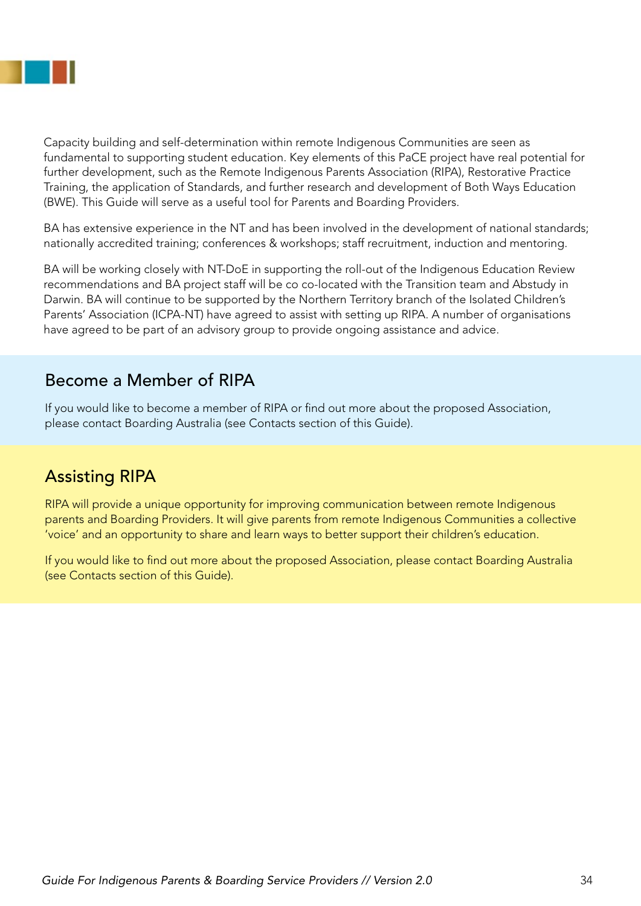Capacity building and self-determination within remote Indigenous Communities are seen as fundamental to supporting student education. Key elements of this PaCE project have real potential for further development, such as the Remote Indigenous Parents Association (RIPA), Restorative Practice Training, the application of Standards, and further research and development of Both Ways Education (BWE). This Guide will serve as a useful tool for Parents and Boarding Providers.

BA has extensive experience in the NT and has been involved in the development of national standards; nationally accredited training; conferences & workshops; staff recruitment, induction and mentoring.

BA will be working closely with NT-DoE in supporting the roll-out of the Indigenous Education Review recommendations and BA project staff will be co co-located with the Transition team and Abstudy in Darwin. BA will continue to be supported by the Northern Territory branch of the Isolated Children's Parents' Association (ICPA-NT) have agreed to assist with setting up RIPA. A number of organisations have agreed to be part of an advisory group to provide ongoing assistance and advice.

## Become a Member of RIPA

If you would like to become a member of RIPA or find out more about the proposed Association, please contact Boarding Australia (see Contacts section of this Guide).

## Assisting RIPA

RIPA will provide a unique opportunity for improving communication between remote Indigenous parents and Boarding Providers. It will give parents from remote Indigenous Communities a collective 'voice' and an opportunity to share and learn ways to better support their children's education.

If you would like to find out more about the proposed Association, please contact Boarding Australia (see Contacts section of this Guide).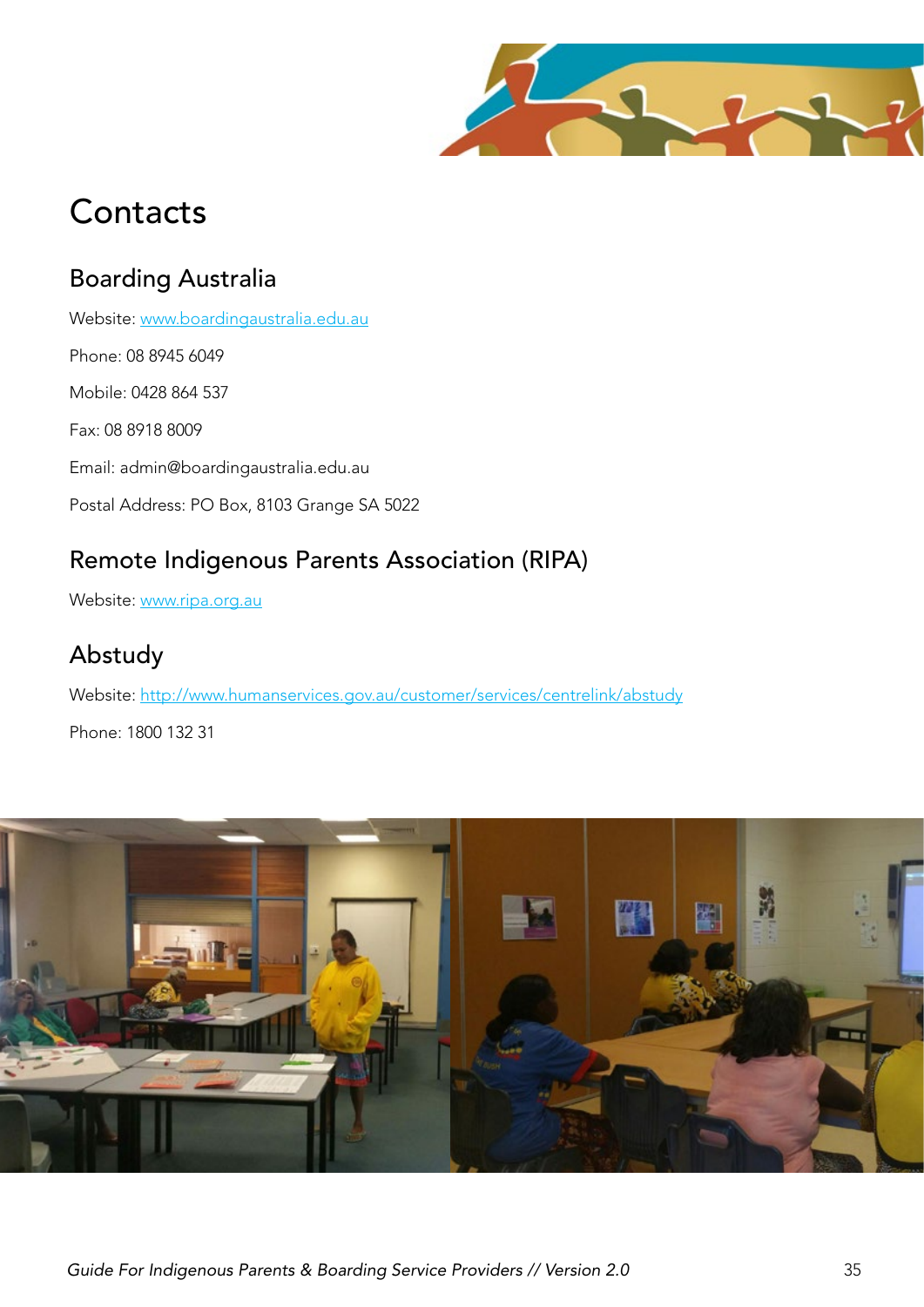# Contacts

## Boarding Australia

Website: www.boardingaustralia.edu.au

Phone: 08 8945 6049

Mobile: 0428 864 537

Fax: 08 8918 8009

Email: admin@boardingaustralia.edu.au

Postal Address: PO Box, 8103 Grange SA 5022

## Remote Indigenous Parents Association (RIPA)

Website: www.ripa.org.au

## Abstudy

Website: http://www.humanservices.gov.au/customer/services/centrelink/abstudy

Phone: 1800 132 31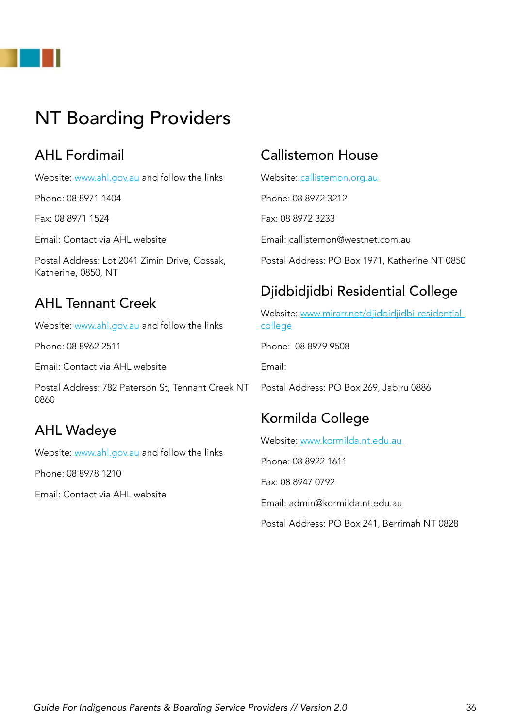# NT Boarding Providers

## AHL Fordimail

Website: www.ahl.gov.au and follow the links

Phone: 08 8971 1404

Fax: 08 8971 1524

Email: Contact via AHL website

Postal Address: Lot 2041 Zimin Drive, Cossak, Katherine, 0850, NT

## AHL Tennant Creek

Website: www.ahl.gov.au and follow the links

Phone: 08 8962 2511

Email: Contact via AHL website

Postal Address: 782 Paterson St, Tennant Creek NT 0860

## AHL Wadeye

Website: www.ahl.gov.au and follow the links

Phone: 08 8978 1210

Email: Contact via AHL website

## Callistemon House

Website: callistemon.org.au

Phone: 08 8972 3212

Fax: 08 8972 3233

Email: callistemon@westnet.com.au

Postal Address: PO Box 1971, Katherine NT 0850

## Djidbidjidbi Residential College

Website: www.mirarr.net/djidbidjidbi-residential-college

Phone: 08 8979 9508

Email:

Postal Address: PO Box 269, Jabiru 0886

## Kormilda College

Website: www.kormilda.nt.edu.au

Phone: 08 8922 1611

Fax: 08 8947 0792

Email: admin@kormilda.nt.edu.au

Postal Address: PO Box 241, Berrimah NT 0828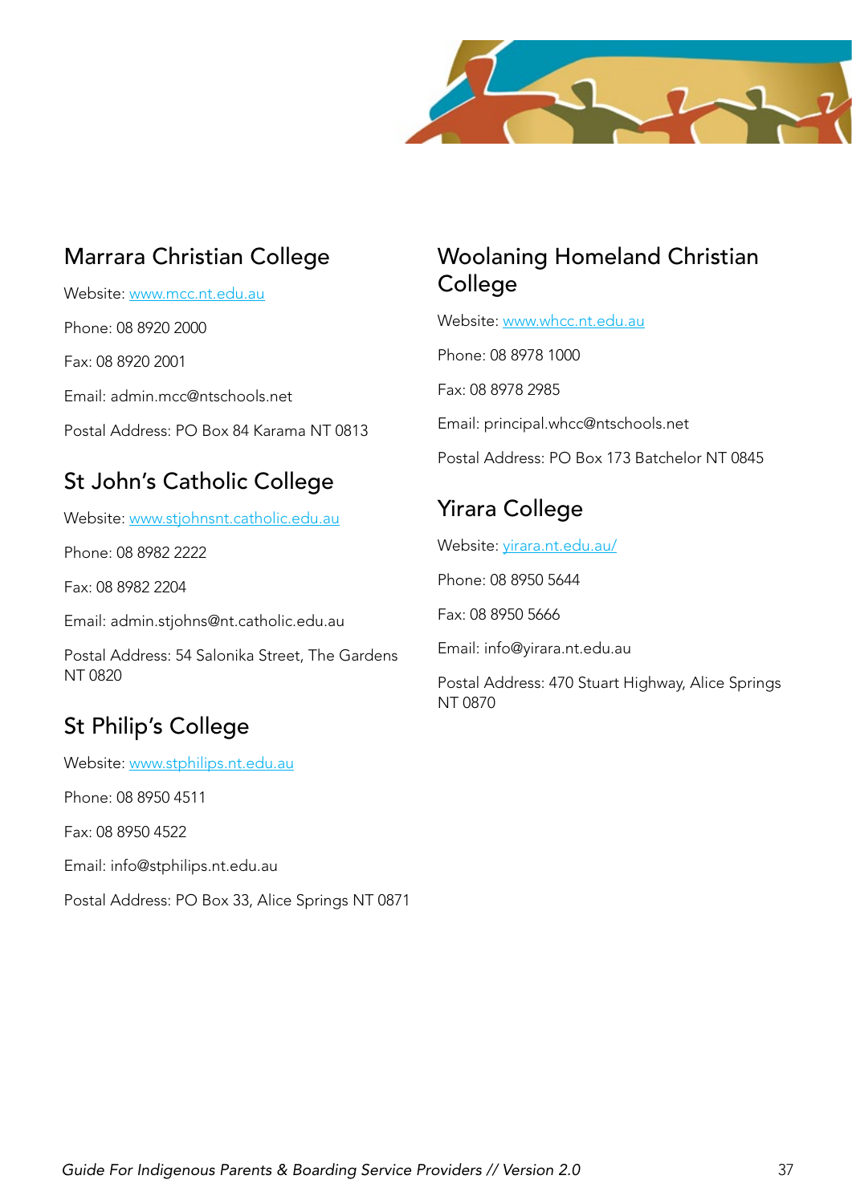## Marrara Christian College

Website: www.mcc.nt.edu.au

Phone: 08 8920 2000

Fax: 08 8920 2001

Email: admin.mcc@ntschools.net

Postal Address: PO Box 84 Karama NT 0813

## St John's Catholic College

Website: www.stjohnsnt.catholic.edu.au

Phone: 08 8982 2222

Fax: 08 8982 2204

Email: admin.stjohns@nt.catholic.edu.au

Postal Address: 54 Salonika Street, The Gardens NT 0820

## St Philip's College

Website: www.stphilips.nt.edu.au

Phone: 08 8950 4511

Fax: 08 8950 4522

Email: info@stphilips.nt.edu.au

Postal Address: PO Box 33, Alice Springs NT 0871

## Woolaning Homeland Christian College

Website: www.whcc.nt.edu.au

Phone: 08 8978 1000

Fax: 08 8978 2985

Email: principal.whcc@ntschools.net

Postal Address: PO Box 173 Batchelor NT 0845

## Yirara College

Website: yirara.nt.edu.au/

Phone: 08 8950 5644

Fax: 08 8950 5666

Email: info@yirara.nt.edu.au

Postal Address: 470 Stuart Highway, Alice Springs NT 0870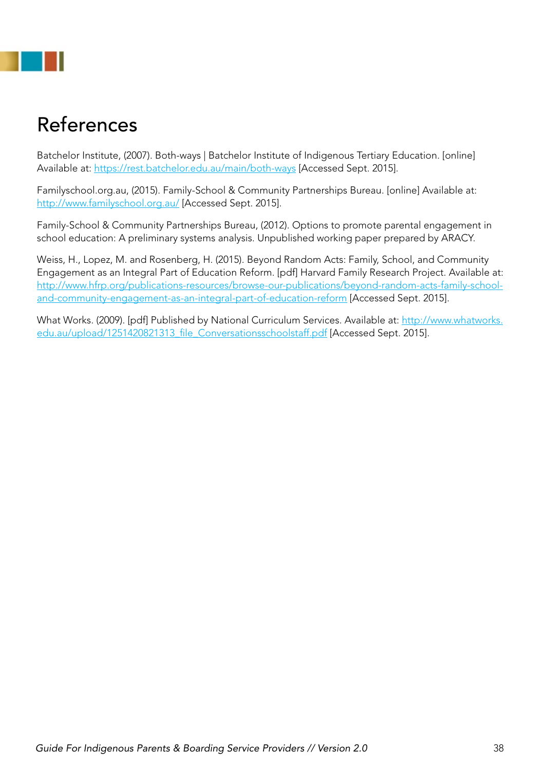# References

Batchelor Institute, (2007). Both-ways | Batchelor Institute of Indigenous Tertiary Education. [online] Available at: https://rest.batchelor.edu.au/main/both-ways [Accessed Sept. 2015].

Familyschool.org.au, (2015). Family-School & Community Partnerships Bureau. [online] Available at: http://www.familyschool.org.au/ [Accessed Sept. 2015].

Family-School & Community Partnerships Bureau, (2012). Options to promote parental engagement in school education: A preliminary systems analysis. Unpublished working paper prepared by ARACY.

Weiss, H., Lopez, M. and Rosenberg, H. (2015). Beyond Random Acts: Family, School, and Community Engagement as an Integral Part of Education Reform. [pdf] Harvard Family Research Project. Available at: http://www.hfrp.org/publications-resources/browse-our-publications/beyond-random-acts-family-school-and-community-engagement-as-an-integral-part-of-education-reform [Accessed Sept. 2015].

What Works. (2009). [pdf] Published by National Curriculum Services. Available at: http://www.whatworks.edu.au/upload/1251420821313_file_Conversationsschoolstaff.pdf [Accessed Sept. 2015].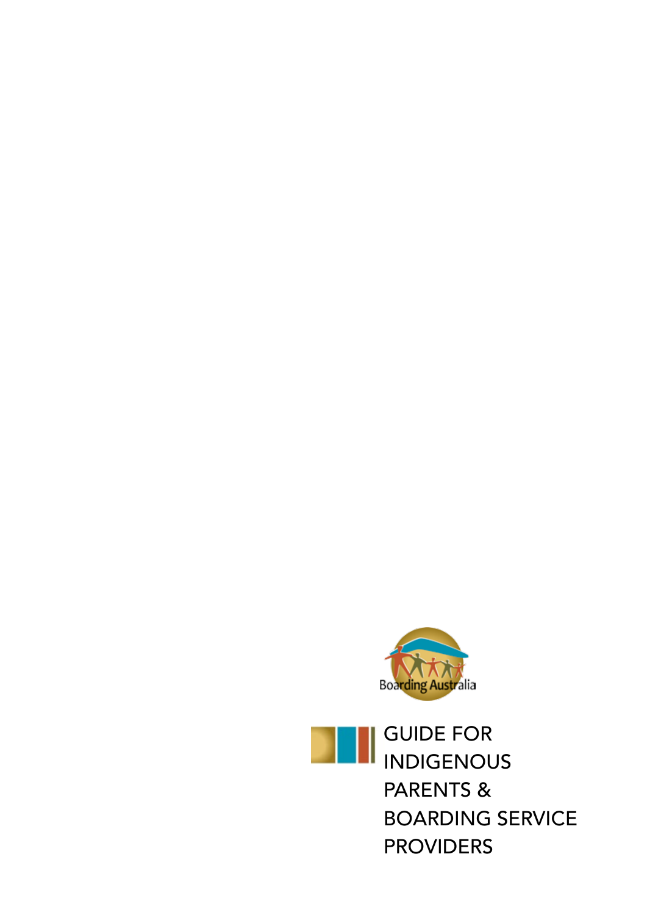Boarding Australia

GUIDE FOR INDIGENOUS PARENTS & BOARDING SERVICE PROVIDERS